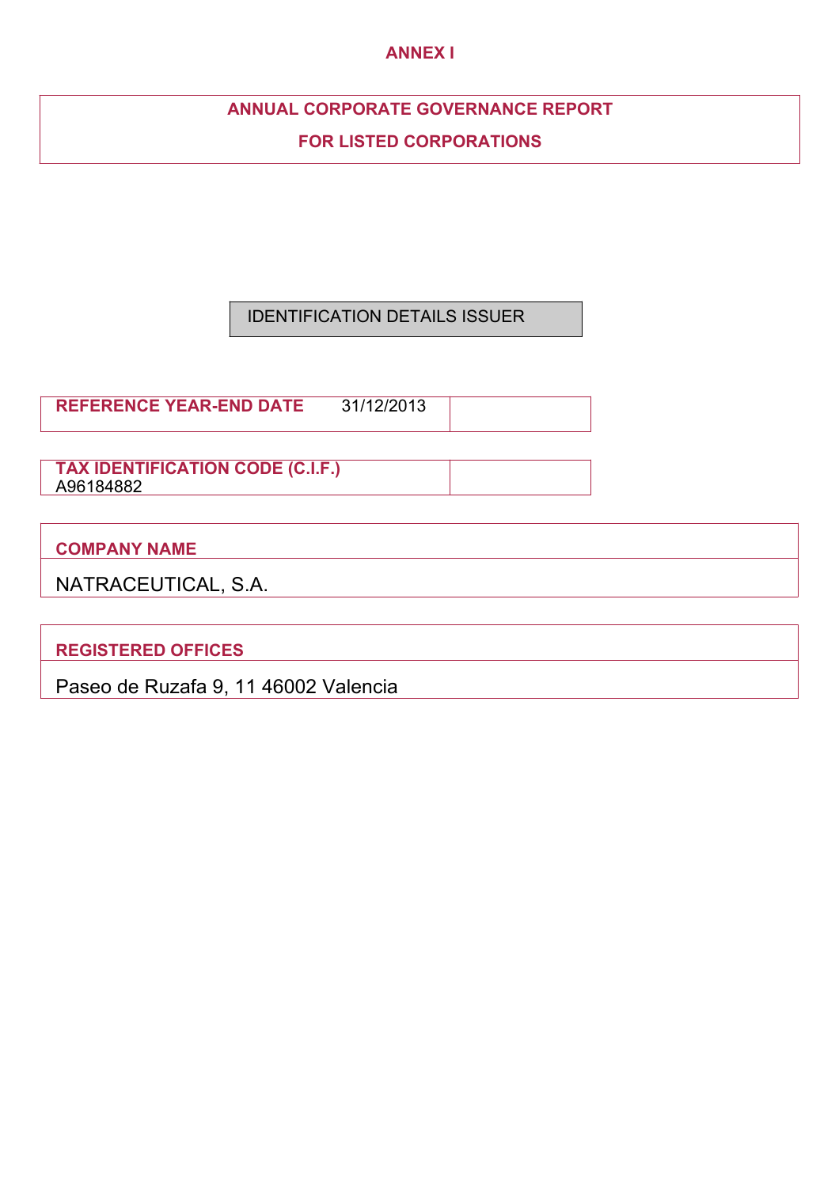# ANNEX I

## ANNUAL CORPORATE GOVERNANCE REPORT

## FOR LISTED CORPORATIONS

IDENTIFICATION DETAILS ISSUER

| REFERENCE YEAR-END DATE | 31/12/2013 |
|---|---|

| TAX IDENTIFICATION CODE (C.I.F.) |
|---|
| A96184882 |

| COMPANY NAME |
|---|
| NATRACEUTICAL, S.A. |

| REGISTERED OFFICES |
|---|
| Paseo de Ruzafa 9, 11 46002 Valencia |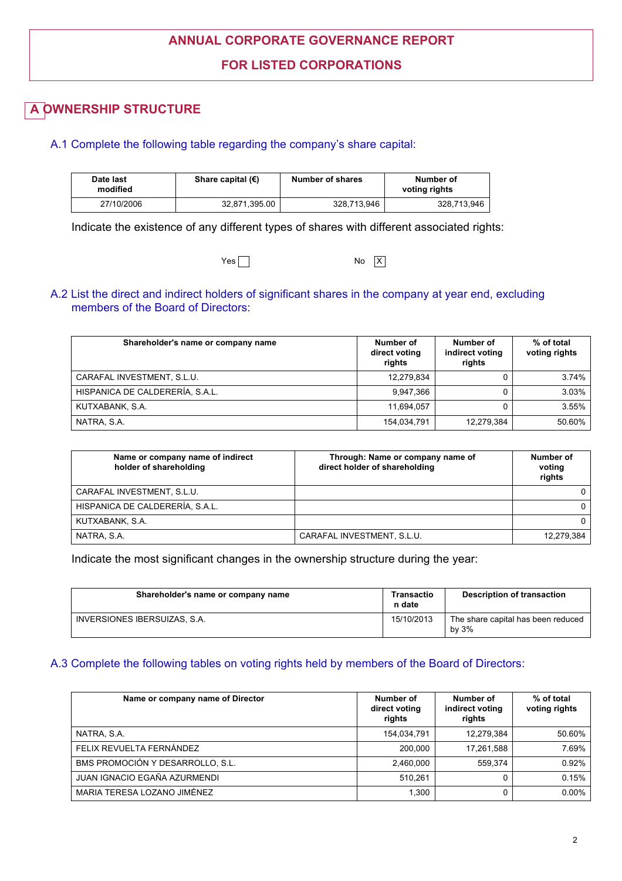# ANNUAL CORPORATE GOVERNANCE REPORT

# FOR LISTED CORPORATIONS

## A OWNERSHIP STRUCTURE

### A.1 Complete the following table regarding the company's share capital:

| Date last modified | Share capital (€) | Number of shares | Number of voting rights |
|---|---|---|---|
| 27/10/2006 | 32,871,395.00 | 328,713,946 | 328,713,946 |

Indicate the existence of any different types of shares with different associated rights:

Yes [ ] No [X]

### A.2 List the direct and indirect holders of significant shares in the company at year end, excluding members of the Board of Directors:

| Shareholder's name or company name | Number of direct voting rights | Number of indirect voting rights | % of total voting rights |
|---|---|---|---|
| CARAFAL INVESTMENT, S.L.U. | 12,279,834 | 0 | 3.74% |
| HISPANICA DE CALDERERÍA, S.A.L. | 9,947,366 | 0 | 3.03% |
| KUTXABANK, S.A. | 11,694,057 | 0 | 3.55% |
| NATRA, S.A. | 154,034,791 | 12,279,384 | 50.60% |

| Name or company name of indirect holder of shareholding | Through: Name or company name of direct holder of shareholding | Number of voting rights |
|---|---|---|
| CARAFAL INVESTMENT, S.L.U. | | 0 |
| HISPANICA DE CALDERERÍA, S.A.L. | | 0 |
| KUTXABANK, S.A. | | 0 |
| NATRA, S.A. | CARAFAL INVESTMENT, S.L.U. | 12,279,384 |

Indicate the most significant changes in the ownership structure during the year:

| Shareholder's name or company name | Transaction date | Description of transaction |
|---|---|---|
| INVERSIONES IBERSUIZAS, S.A. | 15/10/2013 | The share capital has been reduced by 3% |

### A.3 Complete the following tables on voting rights held by members of the Board of Directors:

| Name or company name of Director | Number of direct voting rights | Number of indirect voting rights | % of total voting rights |
|---|---|---|---|
| NATRA, S.A. | 154,034,791 | 12,279,384 | 50.60% |
| FELIX REVUELTA FERNÁNDEZ | 200,000 | 17,261,588 | 7.69% |
| BMS PROMOCIÓN Y DESARROLLO, S.L. | 2,460,000 | 559,374 | 0.92% |
| JUAN IGNACIO EGAÑA AZURMENDI | 510,261 | 0 | 0.15% |
| MARIA TERESA LOZANO JIMÉNEZ | 1,300 | 0 | 0.00% |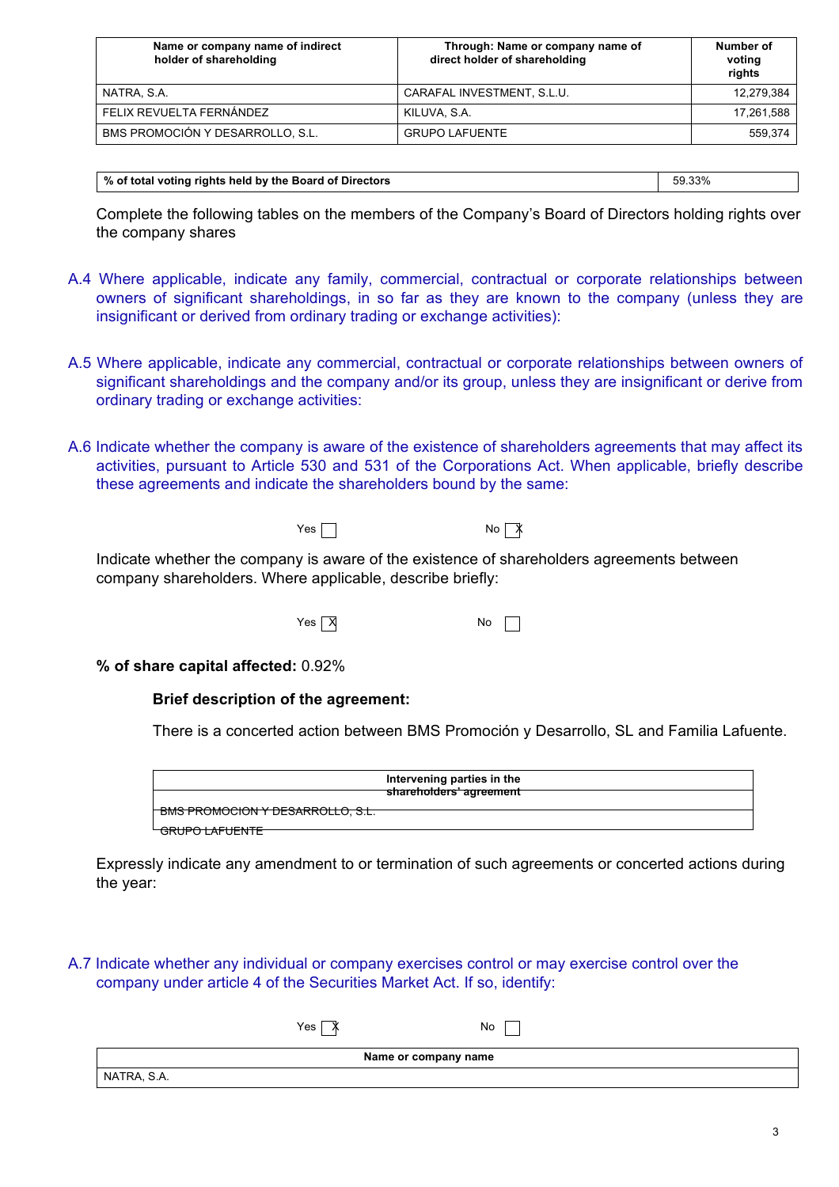| Name or company name of indirect holder of shareholding | Through: Name or company name of direct holder of shareholding | Number of voting rights |
|---|---|---|
| NATRA, S.A. | CARAFAL INVESTMENT, S.L.U. | 12,279,384 |
| FELIX REVUELTA FERNÁNDEZ | KILUVA, S.A. | 17,261,588 |
| BMS PROMOCIÓN Y DESARROLLO, S.L. | GRUPO LAFUENTE | 559,374 |

| % of total voting rights held by the Board of Directors | 59.33% |
|---|---|

Complete the following tables on the members of the Company's Board of Directors holding rights over the company shares

A.4 Where applicable, indicate any family, commercial, contractual or corporate relationships between owners of significant shareholdings, in so far as they are known to the company (unless they are insignificant or derived from ordinary trading or exchange activities):

A.5 Where applicable, indicate any commercial, contractual or corporate relationships between owners of significant shareholdings and the company and/or its group, unless they are insignificant or derive from ordinary trading or exchange activities:

A.6 Indicate whether the company is aware of the existence of shareholders agreements that may affect its activities, pursuant to Article 530 and 531 of the Corporations Act. When applicable, briefly describe these agreements and indicate the shareholders bound by the same:

Yes ☐ No ☒

Indicate whether the company is aware of the existence of shareholders agreements between company shareholders. Where applicable, describe briefly:

Yes ☒ No ☐

**% of share capital affected:** 0.92%

**Brief description of the agreement:**

There is a concerted action between BMS Promoción y Desarrollo, SL and Familia Lafuente.

| Intervening parties in the shareholders' agreement |
|---|
| BMS PROMOCION Y DESARROLLO, S.L. |
| GRUPO LAFUENTE |

Expressly indicate any amendment to or termination of such agreements or concerted actions during the year:

A.7 Indicate whether any individual or company exercises control or may exercise control over the company under article 4 of the Securities Market Act. If so, identify:

Yes ☒ No ☐

| Name or company name |
|---|
| NATRA, S.A. |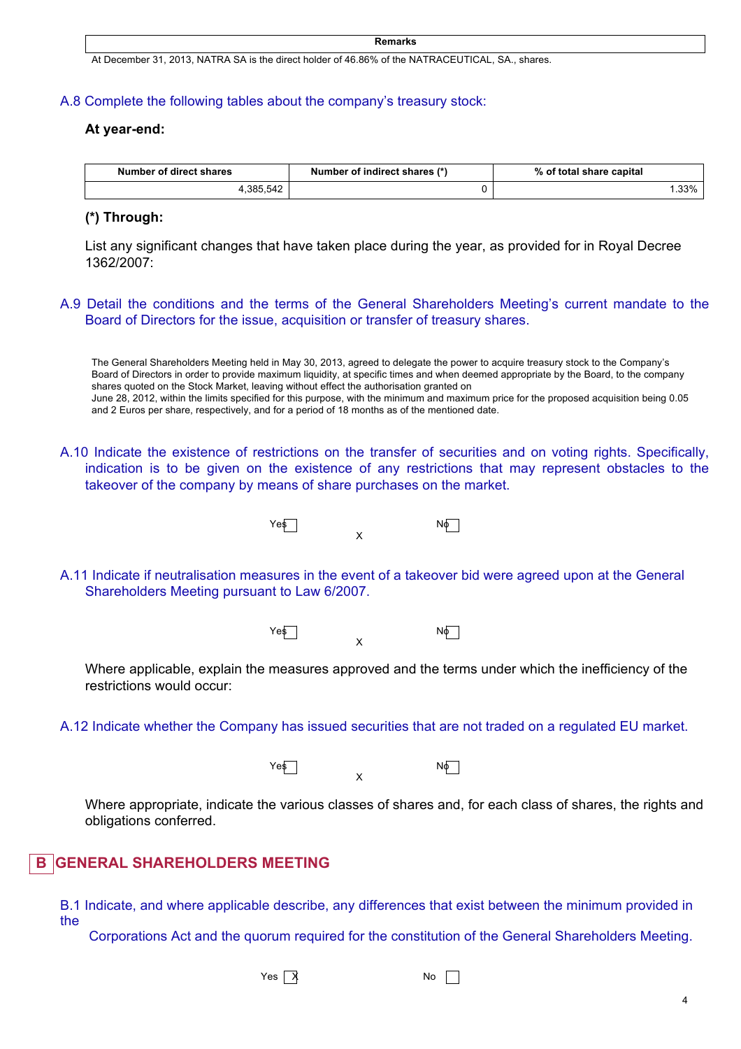| Remarks |
|---|

At December 31, 2013, NATRA SA is the direct holder of 46.86% of the NATRACEUTICAL, SA., shares.

### A.8 Complete the following tables about the company's treasury stock:

**At year-end:**

| Number of direct shares | Number of indirect shares (*) | % of total share capital |
|---|---|---|
| 4,385,542 | 0 | 1.33% |

**(*) Through:**

List any significant changes that have taken place during the year, as provided for in Royal Decree 1362/2007:

### A.9 Detail the conditions and the terms of the General Shareholders Meeting's current mandate to the Board of Directors for the issue, acquisition or transfer of treasury shares.

The General Shareholders Meeting held in May 30, 2013, agreed to delegate the power to acquire treasury stock to the Company's Board of Directors in order to provide maximum liquidity, at specific times and when deemed appropriate by the Board, to the company shares quoted on the Stock Market, leaving without effect the authorisation granted on
June 28, 2012, within the limits specified for this purpose, with the minimum and maximum price for the proposed acquisition being 0.05 and 2 Euros per share, respectively, and for a period of 18 months as of the mentioned date.

### A.10 Indicate the existence of restrictions on the transfer of securities and on voting rights. Specifically, indication is to be given on the existence of any restrictions that may represent obstacles to the takeover of the company by means of share purchases on the market.

Yes ☐ No ☐ X

### A.11 Indicate if neutralisation measures in the event of a takeover bid were agreed upon at the General Shareholders Meeting pursuant to Law 6/2007.

Yes ☐ No ☐ X

Where applicable, explain the measures approved and the terms under which the inefficiency of the restrictions would occur:

### A.12 Indicate whether the Company has issued securities that are not traded on a regulated EU market.

Yes ☐ No ☐ X

Where appropriate, indicate the various classes of shares and, for each class of shares, the rights and obligations conferred.

# B GENERAL SHAREHOLDERS MEETING

### B.1 Indicate, and where applicable describe, any differences that exist between the minimum provided in the Corporations Act and the quorum required for the constitution of the General Shareholders Meeting.

Yes ☒ No ☐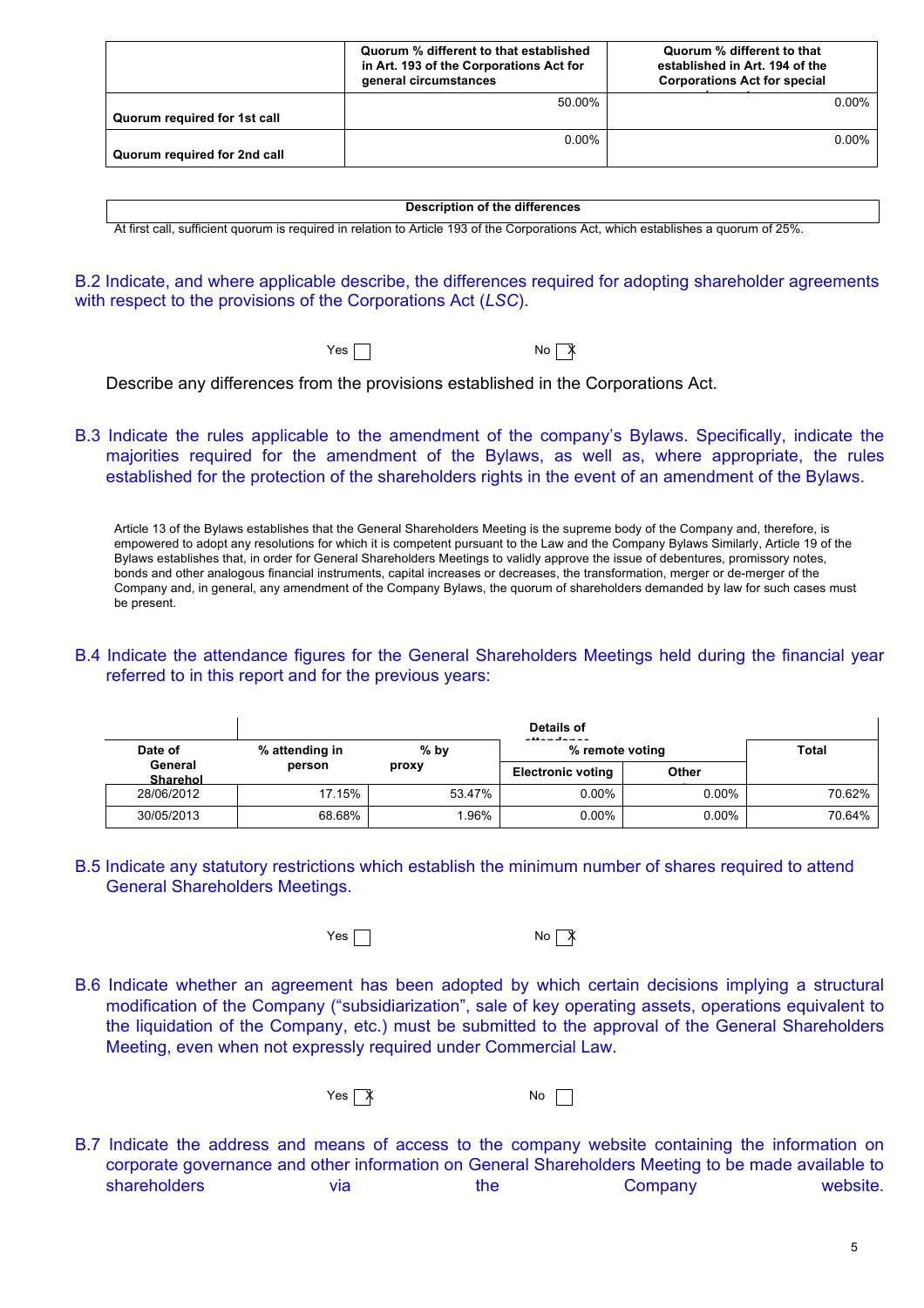| | Quorum % different to that established in Art. 193 of the Corporations Act for general circumstances | Quorum % different to that established in Art. 194 of the Corporations Act for special |
|---|---|---|
| Quorum required for 1st call | 50.00% | 0.00% |
| Quorum required for 2nd call | 0.00% | 0.00% |

| Description of the differences |
|---|
| At first call, sufficient quorum is required in relation to Article 193 of the Corporations Act, which establishes a quorum of 25%. |

B.2 Indicate, and where applicable describe, the differences required for adopting shareholder agreements with respect to the provisions of the Corporations Act (*LSC*).

Yes ☐ No ☒

Describe any differences from the provisions established in the Corporations Act.

B.3 Indicate the rules applicable to the amendment of the company's Bylaws. Specifically, indicate the majorities required for the amendment of the Bylaws, as well as, where appropriate, the rules established for the protection of the shareholders rights in the event of an amendment of the Bylaws.

Article 13 of the Bylaws establishes that the General Shareholders Meeting is the supreme body of the Company and, therefore, is empowered to adopt any resolutions for which it is competent pursuant to the Law and the Company Bylaws Similarly, Article 19 of the Bylaws establishes that, in order for General Shareholders Meetings to validly approve the issue of debentures, promissory notes, bonds and other analogous financial instruments, capital increases or decreases, the transformation, merger or de-merger of the Company and, in general, any amendment of the Company Bylaws, the quorum of shareholders demanded by law for such cases must be present.

B.4 Indicate the attendance figures for the General Shareholders Meetings held during the financial year referred to in this report and for the previous years:

| | Details of attendance | | | | |
|---|---|---|---|---|---|
| Date of General Shareholders Meeting | % attending in person | % by proxy | % remote voting | | Total |
| | | | Electronic voting | Other | |
| 28/06/2012 | 17.15% | 53.47% | 0.00% | 0.00% | 70.62% |
| 30/05/2013 | 68.68% | 1.96% | 0.00% | 0.00% | 70.64% |

B.5 Indicate any statutory restrictions which establish the minimum number of shares required to attend General Shareholders Meetings.

Yes ☐ No ☒

B.6 Indicate whether an agreement has been adopted by which certain decisions implying a structural modification of the Company ("subsidiarization", sale of key operating assets, operations equivalent to the liquidation of the Company, etc.) must be submitted to the approval of the General Shareholders Meeting, even when not expressly required under Commercial Law.

Yes ☒ No ☐

B.7 Indicate the address and means of access to the company website containing the information on corporate governance and other information on General Shareholders Meeting to be made available to shareholders via the Company website.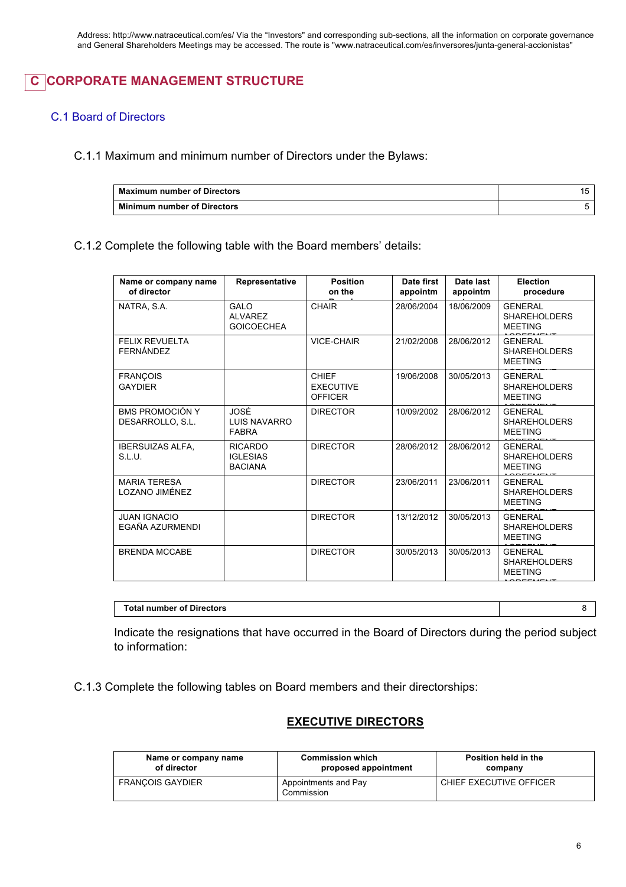Address: http://www.natraceutical.com/es/ Via the "Investors" and corresponding sub-sections, all the information on corporate governance and General Shareholders Meetings may be accessed. The route is "www.natraceutical.com/es/inversores/junta-general-accionistas"

# C CORPORATE MANAGEMENT STRUCTURE

## C.1 Board of Directors

C.1.1 Maximum and minimum number of Directors under the Bylaws:

| **Maximum number of Directors** | 15 |
|---|---|
| **Minimum number of Directors** | 5 |

C.1.2 Complete the following table with the Board members' details:

| Name or company name of director | Representative | Position on the Board | Date first appointment | Date last appointment | Election procedure |
|---|---|---|---|---|---|
| NATRA, S.A. | GALO ALVAREZ GOICOECHEA | CHAIR | 28/06/2004 | 18/06/2009 | GENERAL SHAREHOLDERS MEETING AGREEMENT |
| FELIX REVUELTA FERNÁNDEZ | | VICE-CHAIR | 21/02/2008 | 28/06/2012 | GENERAL SHAREHOLDERS MEETING AGREEMENT |
| FRANÇOIS GAYDIER | | CHIEF EXECUTIVE OFFICER | 19/06/2008 | 30/05/2013 | GENERAL SHAREHOLDERS MEETING AGREEMENT |
| BMS PROMOCIÓN Y DESARROLLO, S.L. | JOSÉ LUIS NAVARRO FABRA | DIRECTOR | 10/09/2002 | 28/06/2012 | GENERAL SHAREHOLDERS MEETING AGREEMENT |
| IBERSUIZAS ALFA, S.L.U. | RICARDO IGLESIAS BACIANA | DIRECTOR | 28/06/2012 | 28/06/2012 | GENERAL SHAREHOLDERS MEETING AGREEMENT |
| MARIA TERESA LOZANO JIMÉNEZ | | DIRECTOR | 23/06/2011 | 23/06/2011 | GENERAL SHAREHOLDERS MEETING AGREEMENT |
| JUAN IGNACIO EGAÑA AZURMENDI | | DIRECTOR | 13/12/2012 | 30/05/2013 | GENERAL SHAREHOLDERS MEETING AGREEMENT |
| BRENDA MCCABE | | DIRECTOR | 30/05/2013 | 30/05/2013 | GENERAL SHAREHOLDERS MEETING AGREEMENT |

| **Total number of Directors** | 8 |
|---|---|

Indicate the resignations that have occurred in the Board of Directors during the period subject to information:

C.1.3 Complete the following tables on Board members and their directorships:

**EXECUTIVE DIRECTORS**

| Name or company name of director | Commission which proposed appointment | Position held in the company |
|---|---|---|
| FRANÇOIS GAYDIER | Appointments and Pay Commission | CHIEF EXECUTIVE OFFICER |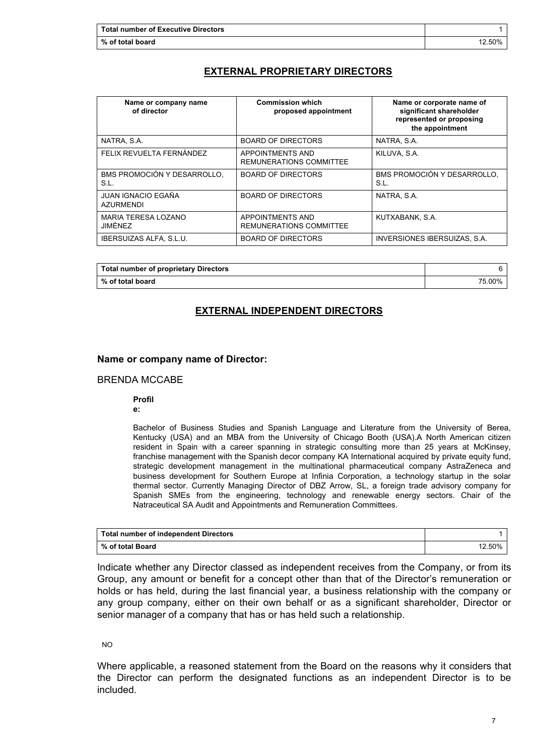| Total number of Executive Directors | 1 |
| --- | --- |
| % of total board | 12.50% |

## EXTERNAL PROPRIETARY DIRECTORS

| Name or company name of director | Commission which proposed appointment | Name or corporate name of significant shareholder represented or proposing the appointment |
| --- | --- | --- |
| NATRA, S.A. | BOARD OF DIRECTORS | NATRA, S.A. |
| FELIX REVUELTA FERNÁNDEZ | APPOINTMENTS AND REMUNERATIONS COMMITTEE | KILUVA, S.A. |
| BMS PROMOCIÓN Y DESARROLLO, S.L. | BOARD OF DIRECTORS | BMS PROMOCIÓN Y DESARROLLO, S.L. |
| JUAN IGNACIO EGAÑA AZURMENDI | BOARD OF DIRECTORS | NATRA, S.A. |
| MARIA TERESA LOZANO JIMÉNEZ | APPOINTMENTS AND REMUNERATIONS COMMITTEE | KUTXABANK, S.A. |
| IBERSUIZAS ALFA, S.L.U. | BOARD OF DIRECTORS | INVERSIONES IBERSUIZAS, S.A. |

| Total number of proprietary Directors | 6 |
| --- | --- |
| % of total board | 75.00% |

## EXTERNAL INDEPENDENT DIRECTORS

**Name or company name of Director:**

BRENDA MCCABE

**Profile:**

Bachelor of Business Studies and Spanish Language and Literature from the University of Berea, Kentucky (USA) and an MBA from the University of Chicago Booth (USA).A North American citizen resident in Spain with a career spanning in strategic consulting more than 25 years at McKinsey, franchise management with the Spanish decor company KA International acquired by private equity fund, strategic development management in the multinational pharmaceutical company AstraZeneca and business development for Southern Europe at Infinia Corporation, a technology startup in the solar thermal sector. Currently Managing Director of DBZ Arrow, SL, a foreign trade advisory company for Spanish SMEs from the engineering, technology and renewable energy sectors. Chair of the Natraceutical SA Audit and Appointments and Remuneration Committees.

| Total number of independent Directors | 1 |
| --- | --- |
| % of total Board | 12.50% |

Indicate whether any Director classed as independent receives from the Company, or from its Group, any amount or benefit for a concept other than that of the Director's remuneration or holds or has held, during the last financial year, a business relationship with the company or any group company, either on their own behalf or as a significant shareholder, Director or senior manager of a company that has or has held such a relationship.

NO

Where applicable, a reasoned statement from the Board on the reasons why it considers that the Director can perform the designated functions as an independent Director is to be included.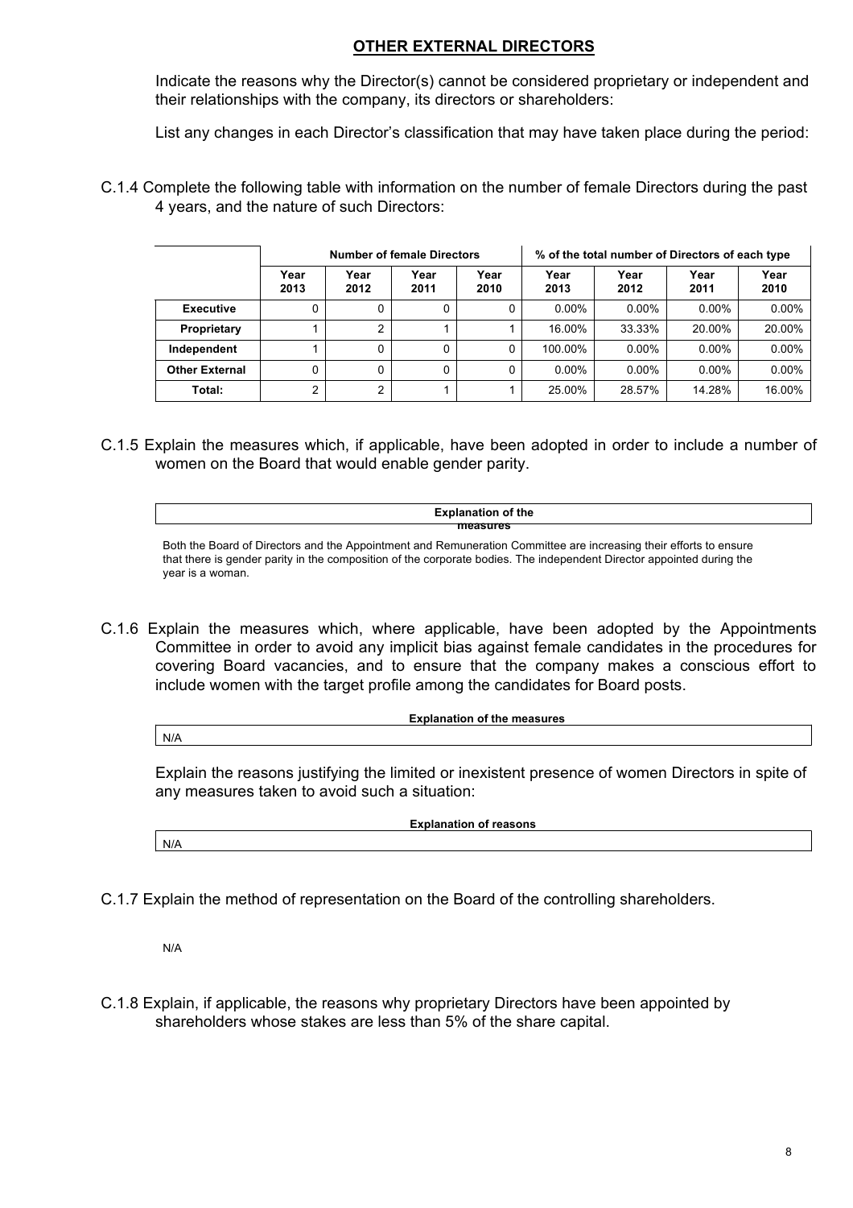## OTHER EXTERNAL DIRECTORS

Indicate the reasons why the Director(s) cannot be considered proprietary or independent and their relationships with the company, its directors or shareholders:

List any changes in each Director's classification that may have taken place during the period:

C.1.4 Complete the following table with information on the number of female Directors during the past 4 years, and the nature of such Directors:

| | Number of female Directors | | | | % of the total number of Directors of each type | | | |
|---|---|---|---|---|---|---|---|---|
| | Year 2013 | Year 2012 | Year 2011 | Year 2010 | Year 2013 | Year 2012 | Year 2011 | Year 2010 |
| **Executive** | 0 | 0 | 0 | 0 | 0.00% | 0.00% | 0.00% | 0.00% |
| **Proprietary** | 1 | 2 | 1 | 1 | 16.00% | 33.33% | 20.00% | 20.00% |
| **Independent** | 1 | 0 | 0 | 0 | 100.00% | 0.00% | 0.00% | 0.00% |
| **Other External** | 0 | 0 | 0 | 0 | 0.00% | 0.00% | 0.00% | 0.00% |
| **Total:** | 2 | 2 | 1 | 1 | 25.00% | 28.57% | 14.28% | 16.00% |

C.1.5 Explain the measures which, if applicable, have been adopted in order to include a number of women on the Board that would enable gender parity.

| Explanation of the measures |
|---|
| Both the Board of Directors and the Appointment and Remuneration Committee are increasing their efforts to ensure that there is gender parity in the composition of the corporate bodies. The independent Director appointed during the year is a woman. |

C.1.6 Explain the measures which, where applicable, have been adopted by the Appointments Committee in order to avoid any implicit bias against female candidates in the procedures for covering Board vacancies, and to ensure that the company makes a conscious effort to include women with the target profile among the candidates for Board posts.

| Explanation of the measures |
|---|
| N/A |

Explain the reasons justifying the limited or inexistent presence of women Directors in spite of any measures taken to avoid such a situation:

| Explanation of reasons |
|---|
| N/A |

C.1.7 Explain the method of representation on the Board of the controlling shareholders.

N/A

C.1.8 Explain, if applicable, the reasons why proprietary Directors have been appointed by shareholders whose stakes are less than 5% of the share capital.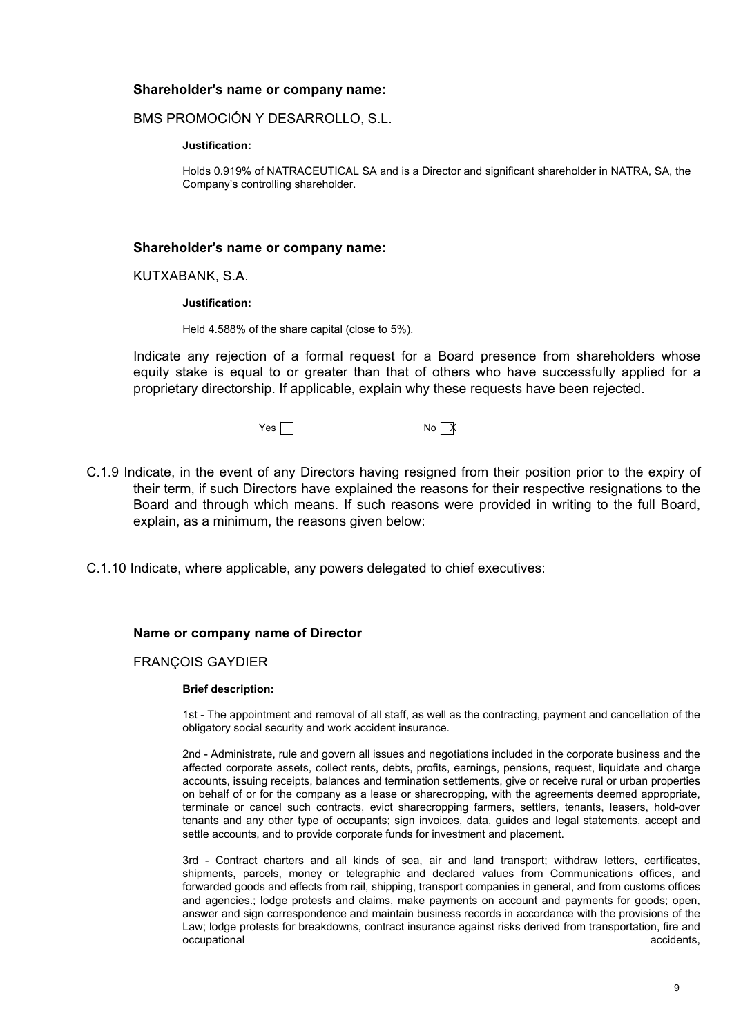**Shareholder's name or company name:**

BMS PROMOCIÓN Y DESARROLLO, S.L.

**Justification:**

Holds 0.919% of NATRACEUTICAL SA and is a Director and significant shareholder in NATRA, SA, the Company's controlling shareholder.

**Shareholder's name or company name:**

KUTXABANK, S.A.

**Justification:**

Held 4.588% of the share capital (close to 5%).

Indicate any rejection of a formal request for a Board presence from shareholders whose equity stake is equal to or greater than that of others who have successfully applied for a proprietary directorship. If applicable, explain why these requests have been rejected.

Yes ☐ No ☒

C.1.9 Indicate, in the event of any Directors having resigned from their position prior to the expiry of their term, if such Directors have explained the reasons for their respective resignations to the Board and through which means. If such reasons were provided in writing to the full Board, explain, as a minimum, the reasons given below:

C.1.10 Indicate, where applicable, any powers delegated to chief executives:

**Name or company name of Director**

FRANÇOIS GAYDIER

**Brief description:**

1st - The appointment and removal of all staff, as well as the contracting, payment and cancellation of the obligatory social security and work accident insurance.

2nd - Administrate, rule and govern all issues and negotiations included in the corporate business and the affected corporate assets, collect rents, debts, profits, earnings, pensions, request, liquidate and charge accounts, issuing receipts, balances and termination settlements, give or receive rural or urban properties on behalf of or for the company as a lease or sharecropping, with the agreements deemed appropriate, terminate or cancel such contracts, evict sharecropping farmers, settlers, tenants, leasers, hold-over tenants and any other type of occupants; sign invoices, data, guides and legal statements, accept and settle accounts, and to provide corporate funds for investment and placement.

3rd - Contract charters and all kinds of sea, air and land transport; withdraw letters, certificates, shipments, parcels, money or telegraphic and declared values from Communications offices, and forwarded goods and effects from rail, shipping, transport companies in general, and from customs offices and agencies.; lodge protests and claims, make payments on account and payments for goods; open, answer and sign correspondence and maintain business records in accordance with the provisions of the Law; lodge protests for breakdowns, contract insurance against risks derived from transportation, fire and occupational accidents,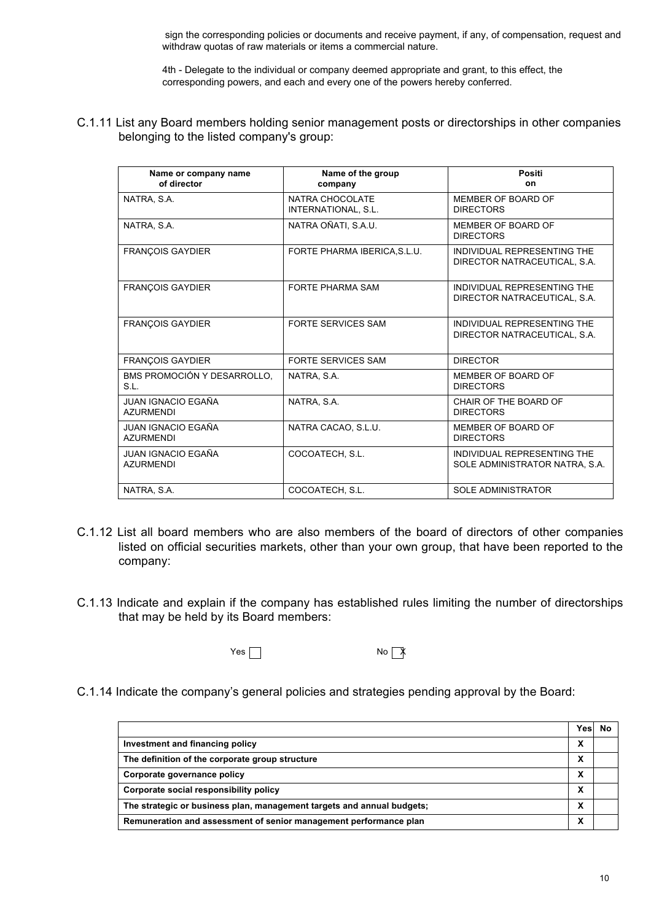sign the corresponding policies or documents and receive payment, if any, of compensation, request and withdraw quotas of raw materials or items a commercial nature.

4th - Delegate to the individual or company deemed appropriate and grant, to this effect, the corresponding powers, and each and every one of the powers hereby conferred.

C.1.11 List any Board members holding senior management posts or directorships in other companies belonging to the listed company's group:

| Name or company name of director | Name of the group company | Position |
|---|---|---|
| NATRA, S.A. | NATRA CHOCOLATE INTERNATIONAL, S.L. | MEMBER OF BOARD OF DIRECTORS |
| NATRA, S.A. | NATRA OÑATI, S.A.U. | MEMBER OF BOARD OF DIRECTORS |
| FRANÇOIS GAYDIER | FORTE PHARMA IBERICA,S.L.U. | INDIVIDUAL REPRESENTING THE DIRECTOR NATRACEUTICAL, S.A. |
| FRANÇOIS GAYDIER | FORTE PHARMA SAM | INDIVIDUAL REPRESENTING THE DIRECTOR NATRACEUTICAL, S.A. |
| FRANÇOIS GAYDIER | FORTE SERVICES SAM | INDIVIDUAL REPRESENTING THE DIRECTOR NATRACEUTICAL, S.A. |
| FRANÇOIS GAYDIER | FORTE SERVICES SAM | DIRECTOR |
| BMS PROMOCIÓN Y DESARROLLO, S.L. | NATRA, S.A. | MEMBER OF BOARD OF DIRECTORS |
| JUAN IGNACIO EGAÑA AZURMENDI | NATRA, S.A. | CHAIR OF THE BOARD OF DIRECTORS |
| JUAN IGNACIO EGAÑA AZURMENDI | NATRA CACAO, S.L.U. | MEMBER OF BOARD OF DIRECTORS |
| JUAN IGNACIO EGAÑA AZURMENDI | COCOATECH, S.L. | INDIVIDUAL REPRESENTING THE SOLE ADMINISTRATOR NATRA, S.A. |
| NATRA, S.A. | COCOATECH, S.L. | SOLE ADMINISTRATOR |

C.1.12 List all board members who are also members of the board of directors of other companies listed on official securities markets, other than your own group, that have been reported to the company:

C.1.13 Indicate and explain if the company has established rules limiting the number of directorships that may be held by its Board members:

Yes ☐ No ☒

C.1.14 Indicate the company's general policies and strategies pending approval by the Board:

| | Yes | No |
|---|---|---|
| **Investment and financing policy** | X | |
| **The definition of the corporate group structure** | X | |
| **Corporate governance policy** | X | |
| **Corporate social responsibility policy** | X | |
| **The strategic or business plan, management targets and annual budgets;** | X | |
| **Remuneration and assessment of senior management performance plan** | X | |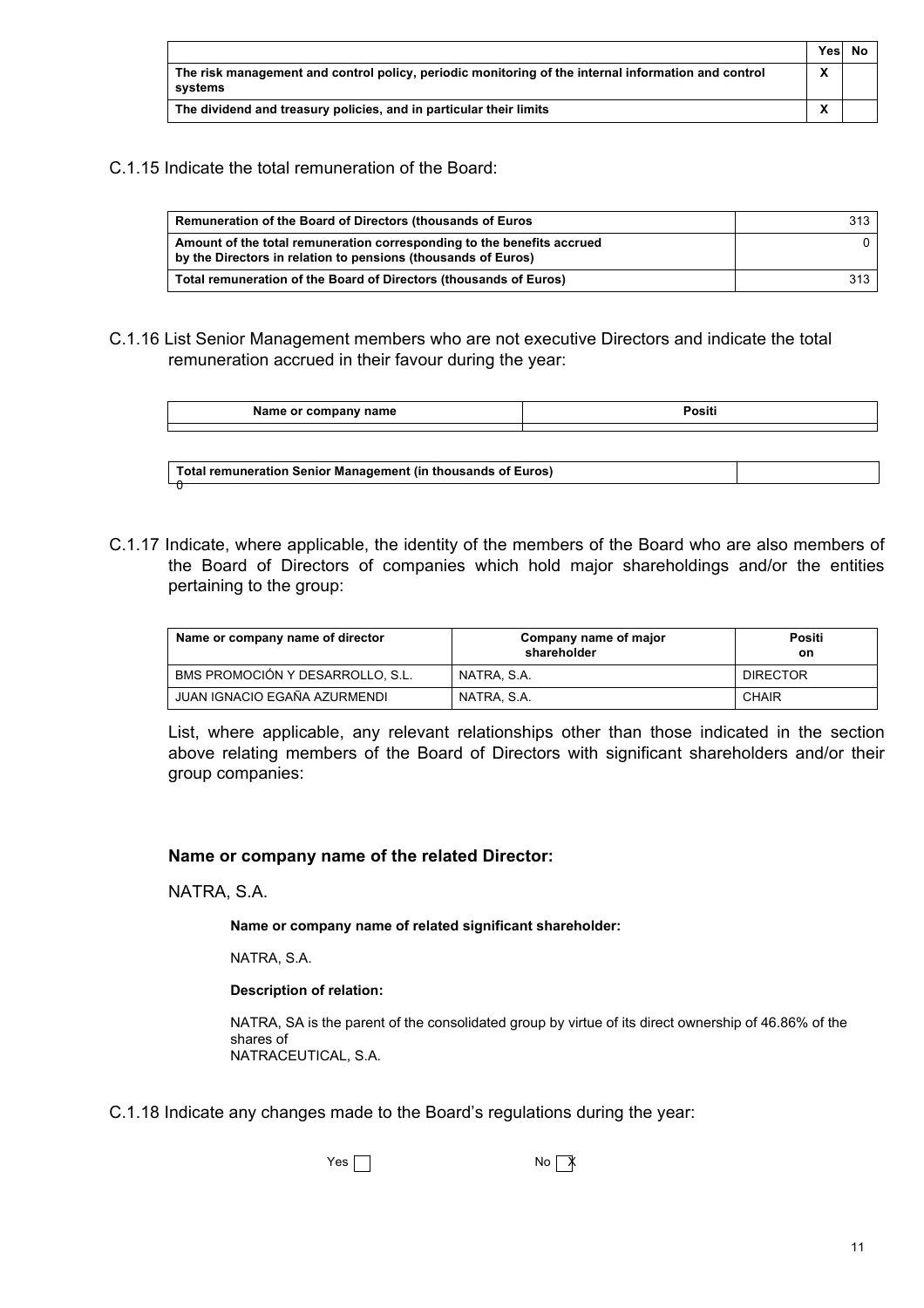| | Yes | No |
|---|---|---|
| The risk management and control policy, periodic monitoring of the internal information and control systems | X | |
| The dividend and treasury policies, and in particular their limits | X | |

C.1.15 Indicate the total remuneration of the Board:

| | |
|---|---|
| Remuneration of the Board of Directors (thousands of Euros | 313 |
| Amount of the total remuneration corresponding to the benefits accrued by the Directors in relation to pensions (thousands of Euros) | 0 |
| Total remuneration of the Board of Directors (thousands of Euros) | 313 |

C.1.16 List Senior Management members who are not executive Directors and indicate the total remuneration accrued in their favour during the year:

| Name or company name | Positi |
|---|---|
| | |

| | |
|---|---|
| Total remuneration Senior Management (in thousands of Euros) | |

0

C.1.17 Indicate, where applicable, the identity of the members of the Board who are also members of the Board of Directors of companies which hold major shareholdings and/or the entities pertaining to the group:

| Name or company name of director | Company name of major shareholder | Positi on |
|---|---|---|
| BMS PROMOCIÓN Y DESARROLLO, S.L. | NATRA, S.A. | DIRECTOR |
| JUAN IGNACIO EGAÑA AZURMENDI | NATRA, S.A. | CHAIR |

List, where applicable, any relevant relationships other than those indicated in the section above relating members of the Board of Directors with significant shareholders and/or their group companies:

**Name or company name of the related Director:**

NATRA, S.A.

**Name or company name of related significant shareholder:**

NATRA, S.A.

**Description of relation:**

NATRA, SA is the parent of the consolidated group by virtue of its direct ownership of 46.86% of the shares of
NATRACEUTICAL, S.A.

C.1.18 Indicate any changes made to the Board's regulations during the year:

Yes ☐ No ☒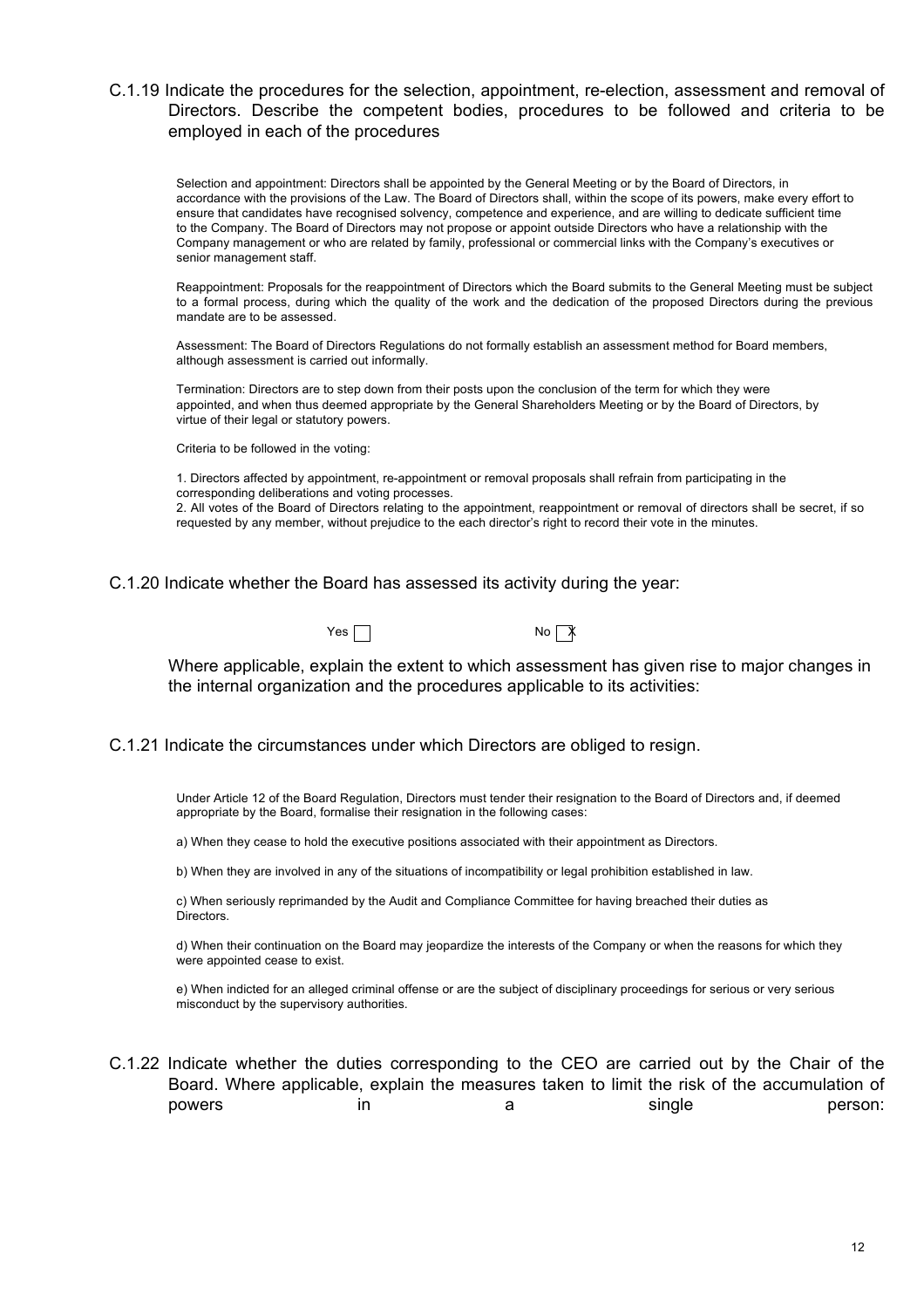C.1.19 Indicate the procedures for the selection, appointment, re-election, assessment and removal of Directors. Describe the competent bodies, procedures to be followed and criteria to be employed in each of the procedures

Selection and appointment: Directors shall be appointed by the General Meeting or by the Board of Directors, in accordance with the provisions of the Law. The Board of Directors shall, within the scope of its powers, make every effort to ensure that candidates have recognised solvency, competence and experience, and are willing to dedicate sufficient time to the Company. The Board of Directors may not propose or appoint outside Directors who have a relationship with the Company management or who are related by family, professional or commercial links with the Company's executives or senior management staff.

Reappointment: Proposals for the reappointment of Directors which the Board submits to the General Meeting must be subject to a formal process, during which the quality of the work and the dedication of the proposed Directors during the previous mandate are to be assessed.

Assessment: The Board of Directors Regulations do not formally establish an assessment method for Board members, although assessment is carried out informally.

Termination: Directors are to step down from their posts upon the conclusion of the term for which they were appointed, and when thus deemed appropriate by the General Shareholders Meeting or by the Board of Directors, by virtue of their legal or statutory powers.

Criteria to be followed in the voting:

1. Directors affected by appointment, re-appointment or removal proposals shall refrain from participating in the corresponding deliberations and voting processes.
2. All votes of the Board of Directors relating to the appointment, reappointment or removal of directors shall be secret, if so requested by any member, without prejudice to the each director's right to record their vote in the minutes.

C.1.20 Indicate whether the Board has assessed its activity during the year:

Yes ☐ No ☒

Where applicable, explain the extent to which assessment has given rise to major changes in the internal organization and the procedures applicable to its activities:

C.1.21 Indicate the circumstances under which Directors are obliged to resign.

Under Article 12 of the Board Regulation, Directors must tender their resignation to the Board of Directors and, if deemed appropriate by the Board, formalise their resignation in the following cases:

a) When they cease to hold the executive positions associated with their appointment as Directors.

b) When they are involved in any of the situations of incompatibility or legal prohibition established in law.

c) When seriously reprimanded by the Audit and Compliance Committee for having breached their duties as Directors.

d) When their continuation on the Board may jeopardize the interests of the Company or when the reasons for which they were appointed cease to exist.

e) When indicted for an alleged criminal offense or are the subject of disciplinary proceedings for serious or very serious misconduct by the supervisory authorities.

C.1.22 Indicate whether the duties corresponding to the CEO are carried out by the Chair of the Board. Where applicable, explain the measures taken to limit the risk of the accumulation of powers in a single person: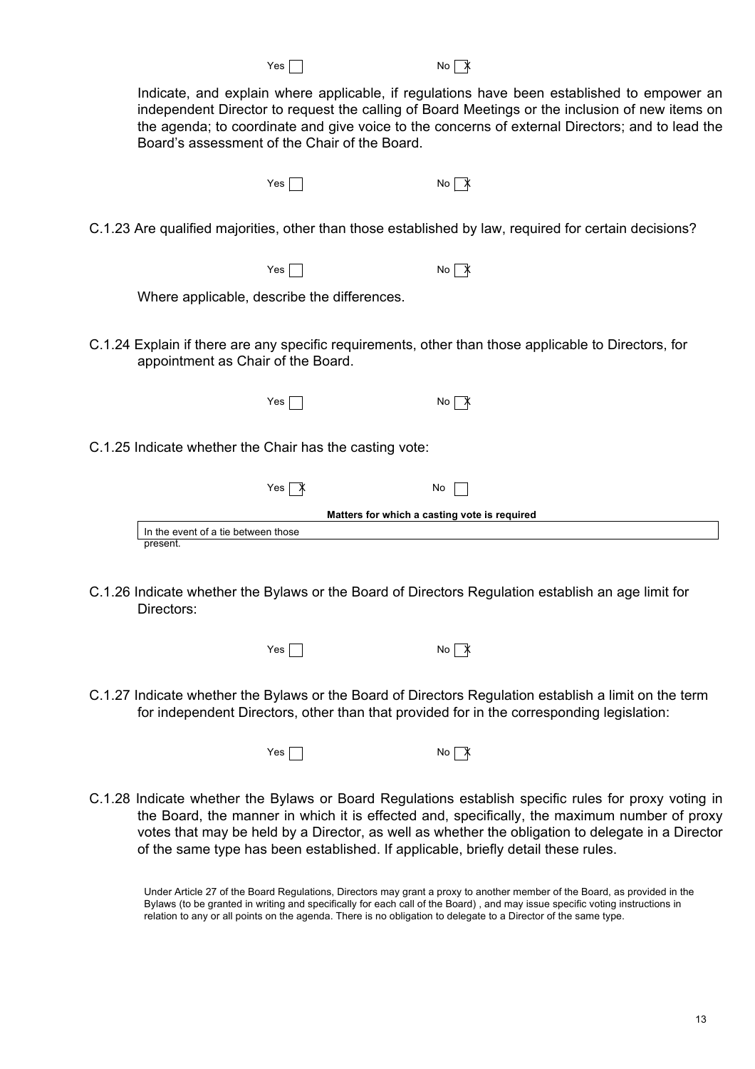Yes ☐ No ☒

Indicate, and explain where applicable, if regulations have been established to empower an independent Director to request the calling of Board Meetings or the inclusion of new items on the agenda; to coordinate and give voice to the concerns of external Directors; and to lead the Board's assessment of the Chair of the Board.

Yes ☐ No ☒

C.1.23 Are qualified majorities, other than those established by law, required for certain decisions?

Yes ☐ No ☒

Where applicable, describe the differences.

C.1.24 Explain if there are any specific requirements, other than those applicable to Directors, for appointment as Chair of the Board.

Yes ☐ No ☒

C.1.25 Indicate whether the Chair has the casting vote:

Yes ☒ No ☐

| Matters for which a casting vote is required |
|---|
| In the event of a tie between those present. |

C.1.26 Indicate whether the Bylaws or the Board of Directors Regulation establish an age limit for Directors:

Yes ☐ No ☒

C.1.27 Indicate whether the Bylaws or the Board of Directors Regulation establish a limit on the term for independent Directors, other than that provided for in the corresponding legislation:

Yes ☐ No ☒

C.1.28 Indicate whether the Bylaws or Board Regulations establish specific rules for proxy voting in the Board, the manner in which it is effected and, specifically, the maximum number of proxy votes that may be held by a Director, as well as whether the obligation to delegate in a Director of the same type has been established. If applicable, briefly detail these rules.

Under Article 27 of the Board Regulations, Directors may grant a proxy to another member of the Board, as provided in the Bylaws (to be granted in writing and specifically for each call of the Board) , and may issue specific voting instructions in relation to any or all points on the agenda. There is no obligation to delegate to a Director of the same type.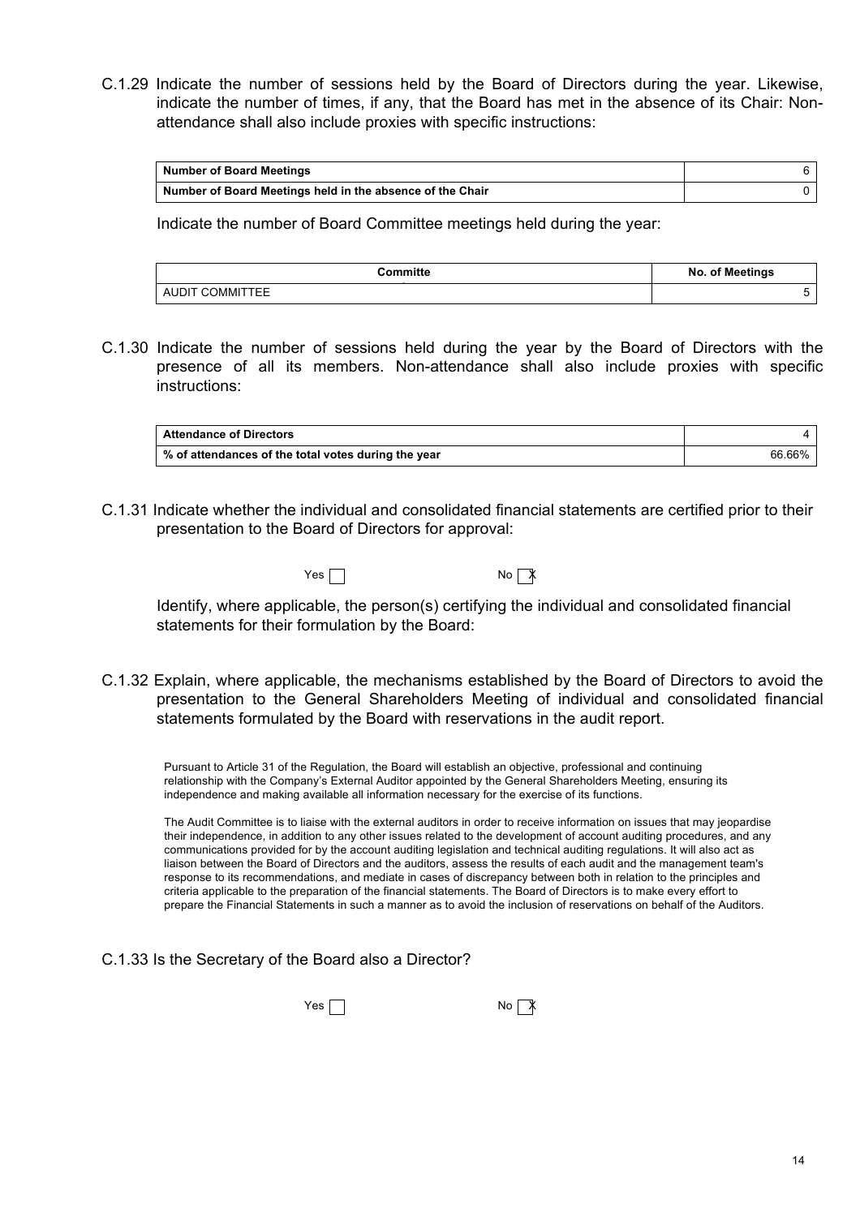C.1.29 Indicate the number of sessions held by the Board of Directors during the year. Likewise, indicate the number of times, if any, that the Board has met in the absence of its Chair: Non-attendance shall also include proxies with specific instructions:

| **Number of Board Meetings** | 6 |
|---|---|
| **Number of Board Meetings held in the absence of the Chair** | 0 |

Indicate the number of Board Committee meetings held during the year:

| **Committe** | **No. of Meetings** |
|---|---|
| AUDIT COMMITTEE | 5 |

C.1.30 Indicate the number of sessions held during the year by the Board of Directors with the presence of all its members. Non-attendance shall also include proxies with specific instructions:

| **Attendance of Directors** | 4 |
|---|---|
| **% of attendances of the total votes during the year** | 66.66% |

C.1.31 Indicate whether the individual and consolidated financial statements are certified prior to their presentation to the Board of Directors for approval:

Yes ☐ No ☒

Identify, where applicable, the person(s) certifying the individual and consolidated financial statements for their formulation by the Board:

C.1.32 Explain, where applicable, the mechanisms established by the Board of Directors to avoid the presentation to the General Shareholders Meeting of individual and consolidated financial statements formulated by the Board with reservations in the audit report.

Pursuant to Article 31 of the Regulation, the Board will establish an objective, professional and continuing relationship with the Company's External Auditor appointed by the General Shareholders Meeting, ensuring its independence and making available all information necessary for the exercise of its functions.

The Audit Committee is to liaise with the external auditors in order to receive information on issues that may jeopardise their independence, in addition to any other issues related to the development of account auditing procedures, and any communications provided for by the account auditing legislation and technical auditing regulations. It will also act as liaison between the Board of Directors and the auditors, assess the results of each audit and the management team's response to its recommendations, and mediate in cases of discrepancy between both in relation to the principles and criteria applicable to the preparation of the financial statements. The Board of Directors is to make every effort to prepare the Financial Statements in such a manner as to avoid the inclusion of reservations on behalf of the Auditors.

C.1.33 Is the Secretary of the Board also a Director?

Yes ☐ No ☒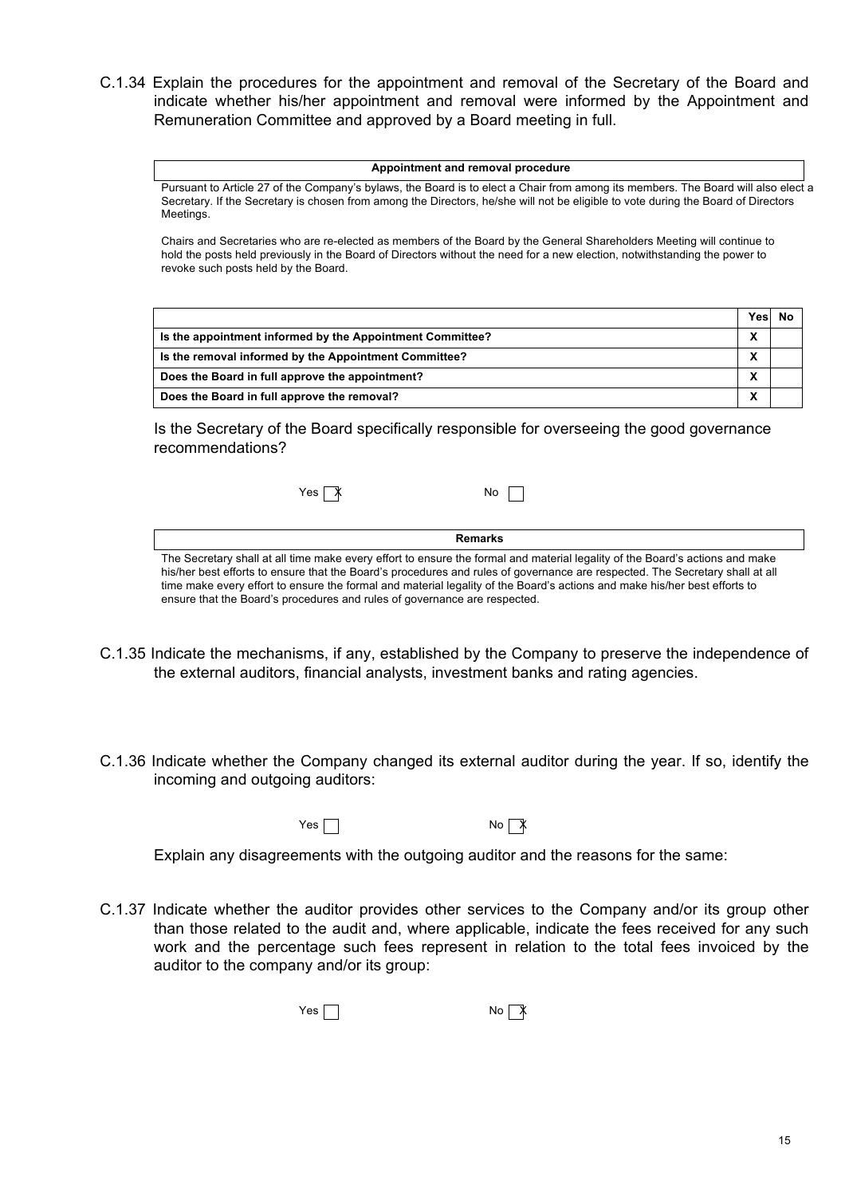C.1.34 Explain the procedures for the appointment and removal of the Secretary of the Board and indicate whether his/her appointment and removal were informed by the Appointment and Remuneration Committee and approved by a Board meeting in full.

| Appointment and removal procedure |
|---|
| Pursuant to Article 27 of the Company's bylaws, the Board is to elect a Chair from among its members. The Board will also elect a Secretary. If the Secretary is chosen from among the Directors, he/she will not be eligible to vote during the Board of Directors Meetings.<br><br>Chairs and Secretaries who are re-elected as members of the Board by the General Shareholders Meeting will continue to hold the posts held previously in the Board of Directors without the need for a new election, notwithstanding the power to revoke such posts held by the Board. |

| | Yes | No |
|---|---|---|
| **Is the appointment informed by the Appointment Committee?** | X | |
| **Is the removal informed by the Appointment Committee?** | X | |
| **Does the Board in full approve the appointment?** | X | |
| **Does the Board in full approve the removal?** | X | |

Is the Secretary of the Board specifically responsible for overseeing the good governance recommendations?

Yes [X] No [ ]

| Remarks |
|---|
| The Secretary shall at all time make every effort to ensure the formal and material legality of the Board's actions and make his/her best efforts to ensure that the Board's procedures and rules of governance are respected. The Secretary shall at all time make every effort to ensure the formal and material legality of the Board's actions and make his/her best efforts to ensure that the Board's procedures and rules of governance are respected. |

C.1.35 Indicate the mechanisms, if any, established by the Company to preserve the independence of the external auditors, financial analysts, investment banks and rating agencies.

C.1.36 Indicate whether the Company changed its external auditor during the year. If so, identify the incoming and outgoing auditors:

Yes [ ] No [X]

Explain any disagreements with the outgoing auditor and the reasons for the same:

C.1.37 Indicate whether the auditor provides other services to the Company and/or its group other than those related to the audit and, where applicable, indicate the fees received for any such work and the percentage such fees represent in relation to the total fees invoiced by the auditor to the company and/or its group:

Yes [ ] No [X]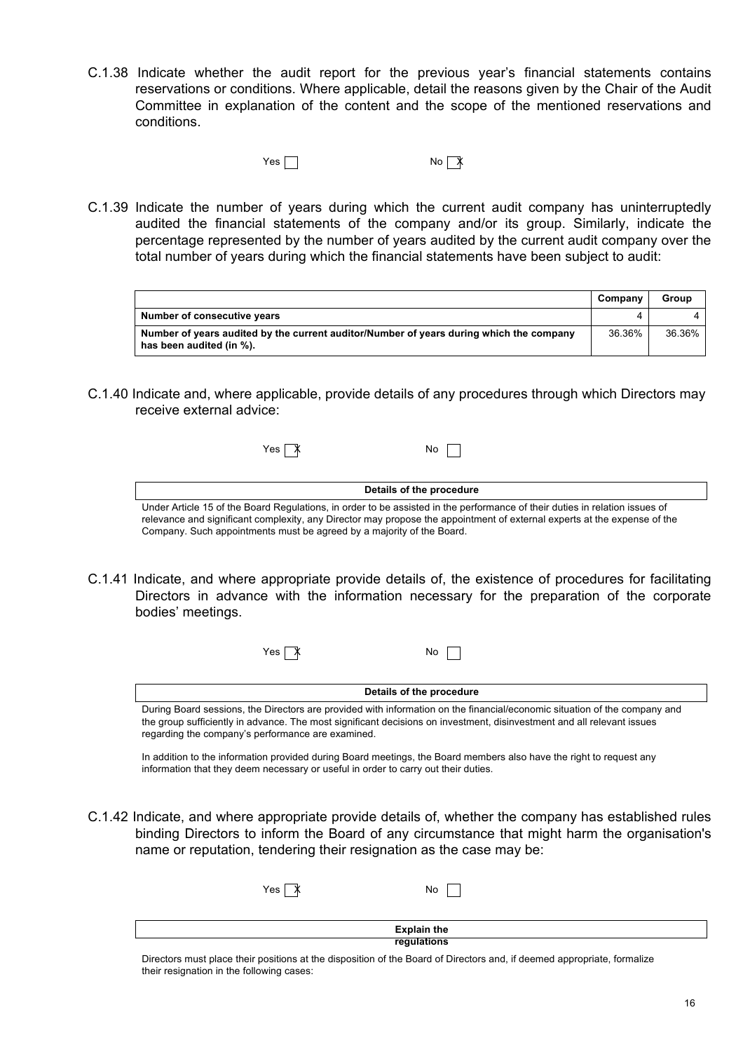C.1.38 Indicate whether the audit report for the previous year's financial statements contains reservations or conditions. Where applicable, detail the reasons given by the Chair of the Audit Committee in explanation of the content and the scope of the mentioned reservations and conditions.

Yes ☐ No ☒

C.1.39 Indicate the number of years during which the current audit company has uninterruptedly audited the financial statements of the company and/or its group. Similarly, indicate the percentage represented by the number of years audited by the current audit company over the total number of years during which the financial statements have been subject to audit:

| | Company | Group |
|---|---|---|
| **Number of consecutive years** | 4 | 4 |
| **Number of years audited by the current auditor/Number of years during which the company has been audited (in %).** | 36.36% | 36.36% |

C.1.40 Indicate and, where applicable, provide details of any procedures through which Directors may receive external advice:

Yes ☒ No ☐

| Details of the procedure |
|---|
| Under Article 15 of the Board Regulations, in order to be assisted in the performance of their duties in relation issues of relevance and significant complexity, any Director may propose the appointment of external experts at the expense of the Company. Such appointments must be agreed by a majority of the Board. |

C.1.41 Indicate, and where appropriate provide details of, the existence of procedures for facilitating Directors in advance with the information necessary for the preparation of the corporate bodies' meetings.

Yes ☒ No ☐

| Details of the procedure |
|---|
| During Board sessions, the Directors are provided with information on the financial/economic situation of the company and the group sufficiently in advance. The most significant decisions on investment, disinvestment and all relevant issues regarding the company's performance are examined.<br><br>In addition to the information provided during Board meetings, the Board members also have the right to request any information that they deem necessary or useful in order to carry out their duties. |

C.1.42 Indicate, and where appropriate provide details of, whether the company has established rules binding Directors to inform the Board of any circumstance that might harm the organisation's name or reputation, tendering their resignation as the case may be:

Yes ☒ No ☐

| Explain the regulations |
|---|
| Directors must place their positions at the disposition of the Board of Directors and, if deemed appropriate, formalize their resignation in the following cases: |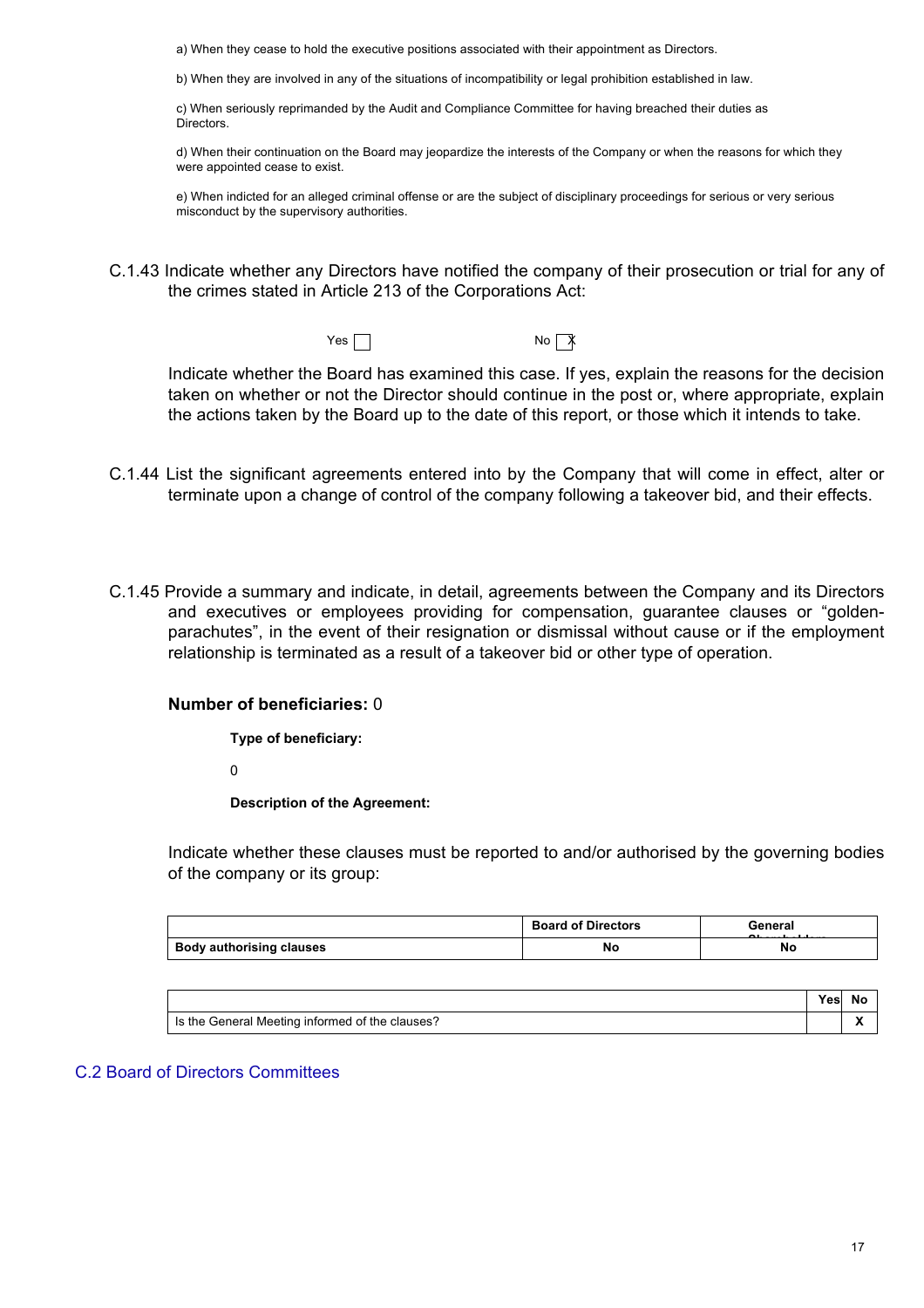a) When they cease to hold the executive positions associated with their appointment as Directors.

b) When they are involved in any of the situations of incompatibility or legal prohibition established in law.

c) When seriously reprimanded by the Audit and Compliance Committee for having breached their duties as Directors.

d) When their continuation on the Board may jeopardize the interests of the Company or when the reasons for which they were appointed cease to exist.

e) When indicted for an alleged criminal offense or are the subject of disciplinary proceedings for serious or very serious misconduct by the supervisory authorities.

C.1.43 Indicate whether any Directors have notified the company of their prosecution or trial for any of the crimes stated in Article 213 of the Corporations Act:

Yes ☐ No ☒

Indicate whether the Board has examined this case. If yes, explain the reasons for the decision taken on whether or not the Director should continue in the post or, where appropriate, explain the actions taken by the Board up to the date of this report, or those which it intends to take.

C.1.44 List the significant agreements entered into by the Company that will come in effect, alter or terminate upon a change of control of the company following a takeover bid, and their effects.

C.1.45 Provide a summary and indicate, in detail, agreements between the Company and its Directors and executives or employees providing for compensation, guarantee clauses or "golden-parachutes", in the event of their resignation or dismissal without cause or if the employment relationship is terminated as a result of a takeover bid or other type of operation.

**Number of beneficiaries:** 0

**Type of beneficiary:**

0

**Description of the Agreement:**

Indicate whether these clauses must be reported to and/or authorised by the governing bodies of the company or its group:

| | Board of Directors | General Shareholders |
|---|---|---|
| **Body authorising clauses** | **No** | **No** |

| | Yes | No |
|---|---|---|
| Is the General Meeting informed of the clauses? | | X |

## C.2 Board of Directors Committees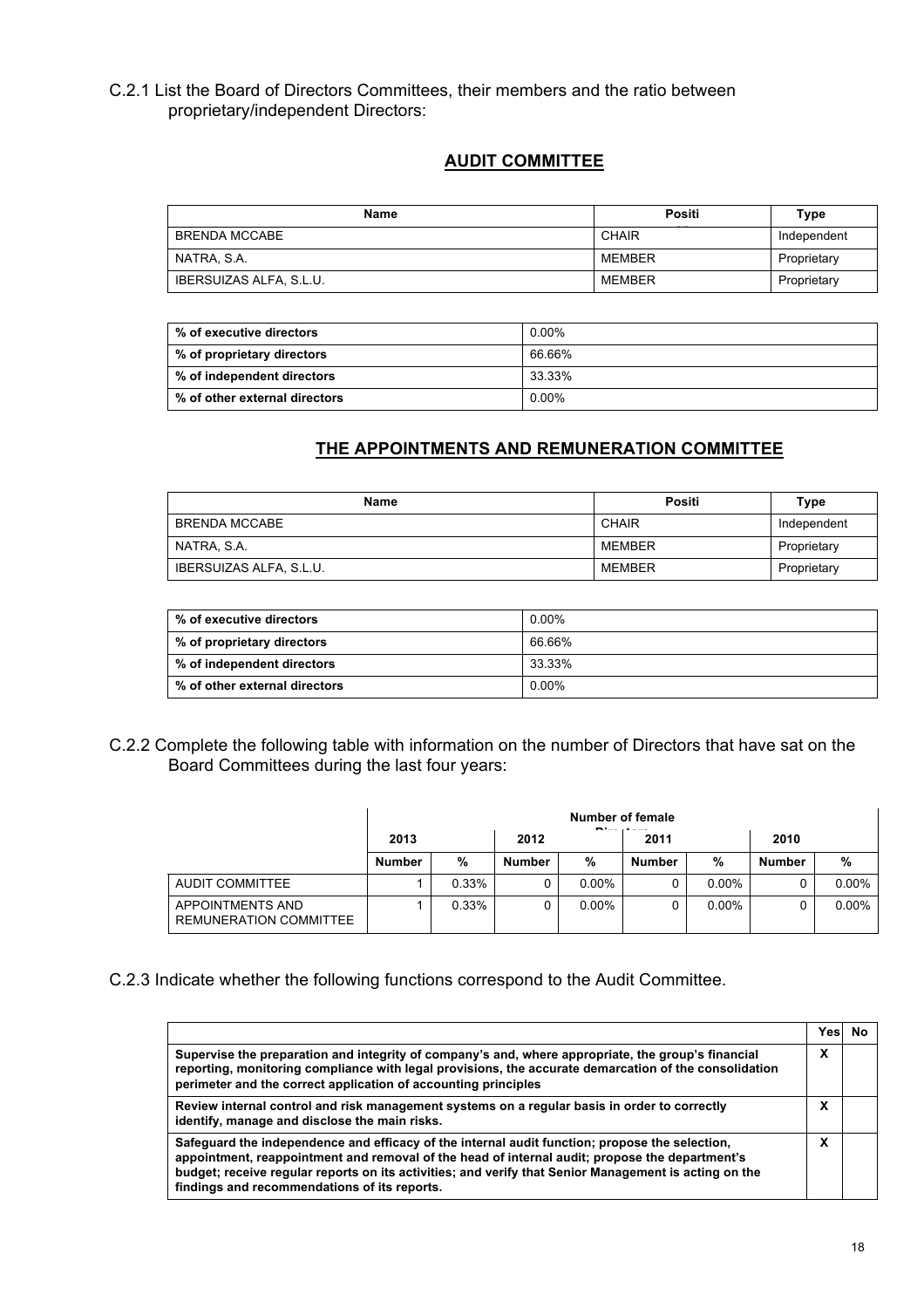C.2.1 List the Board of Directors Committees, their members and the ratio between proprietary/independent Directors:

## AUDIT COMMITTEE

| Name | Positi | Type |
|---|---|---|
| BRENDA MCCABE | CHAIR | Independent |
| NATRA, S.A. | MEMBER | Proprietary |
| IBERSUIZAS ALFA, S.L.U. | MEMBER | Proprietary |

| | |
|---|---|
| % of executive directors | 0.00% |
| % of proprietary directors | 66.66% |
| % of independent directors | 33.33% |
| % of other external directors | 0.00% |

## THE APPOINTMENTS AND REMUNERATION COMMITTEE

| Name | Positi | Type |
|---|---|---|
| BRENDA MCCABE | CHAIR | Independent |
| NATRA, S.A. | MEMBER | Proprietary |
| IBERSUIZAS ALFA, S.L.U. | MEMBER | Proprietary |

| | |
|---|---|
| % of executive directors | 0.00% |
| % of proprietary directors | 66.66% |
| % of independent directors | 33.33% |
| % of other external directors | 0.00% |

C.2.2 Complete the following table with information on the number of Directors that have sat on the Board Committees during the last four years:

| | Number of female Directors | | | | | | | |
|---|---|---|---|---|---|---|---|---|
| | 2013 | | 2012 | | 2011 | | 2010 | |
| | Number | % | Number | % | Number | % | Number | % |
| AUDIT COMMITTEE | 1 | 0.33% | 0 | 0.00% | 0 | 0.00% | 0 | 0.00% |
| APPOINTMENTS AND REMUNERATION COMMITTEE | 1 | 0.33% | 0 | 0.00% | 0 | 0.00% | 0 | 0.00% |

C.2.3 Indicate whether the following functions correspond to the Audit Committee.

| | Yes | No |
|---|---|---|
| **Supervise the preparation and integrity of company's and, where appropriate, the group's financial reporting, monitoring compliance with legal provisions, the accurate demarcation of the consolidation perimeter and the correct application of accounting principles** | X | |
| **Review internal control and risk management systems on a regular basis in order to correctly identify, manage and disclose the main risks.** | X | |
| **Safeguard the independence and efficacy of the internal audit function; propose the selection, appointment, reappointment and removal of the head of internal audit; propose the department's budget; receive regular reports on its activities; and verify that Senior Management is acting on the findings and recommendations of its reports.** | X | |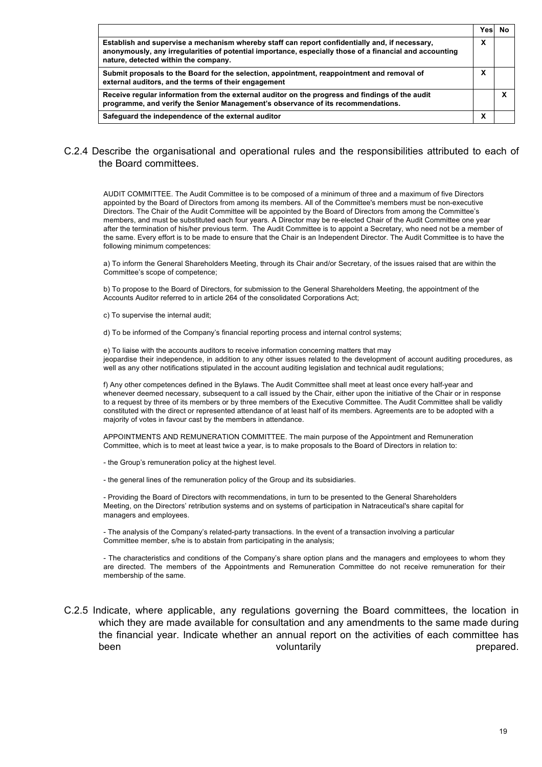| | Yes | No |
|---|---|---|
| **Establish and supervise a mechanism whereby staff can report confidentially and, if necessary, anonymously, any irregularities of potential importance, especially those of a financial and accounting nature, detected within the company.** | X | |
| **Submit proposals to the Board for the selection, appointment, reappointment and removal of external auditors, and the terms of their engagement** | X | |
| **Receive regular information from the external auditor on the progress and findings of the audit programme, and verify the Senior Management's observance of its recommendations.** | | X |
| **Safeguard the independence of the external auditor** | X | |

## C.2.4 Describe the organisational and operational rules and the responsibilities attributed to each of the Board committees.

AUDIT COMMITTEE. The Audit Committee is to be composed of a minimum of three and a maximum of five Directors appointed by the Board of Directors from among its members. All of the Committee's members must be non-executive Directors. The Chair of the Audit Committee will be appointed by the Board of Directors from among the Committee's members, and must be substituted each four years. A Director may be re-elected Chair of the Audit Committee one year after the termination of his/her previous term. The Audit Committee is to appoint a Secretary, who need not be a member of the same. Every effort is to be made to ensure that the Chair is an Independent Director. The Audit Committee is to have the following minimum competences:

a) To inform the General Shareholders Meeting, through its Chair and/or Secretary, of the issues raised that are within the Committee's scope of competence;

b) To propose to the Board of Directors, for submission to the General Shareholders Meeting, the appointment of the Accounts Auditor referred to in article 264 of the consolidated Corporations Act;

c) To supervise the internal audit;

d) To be informed of the Company's financial reporting process and internal control systems;

e) To liaise with the accounts auditors to receive information concerning matters that may jeopardise their independence, in addition to any other issues related to the development of account auditing procedures, as well as any other notifications stipulated in the account auditing legislation and technical audit regulations;

f) Any other competences defined in the Bylaws. The Audit Committee shall meet at least once every half-year and whenever deemed necessary, subsequent to a call issued by the Chair, either upon the initiative of the Chair or in response to a request by three of its members or by three members of the Executive Committee. The Audit Committee shall be validly constituted with the direct or represented attendance of at least half of its members. Agreements are to be adopted with a majority of votes in favour cast by the members in attendance.

APPOINTMENTS AND REMUNERATION COMMITTEE. The main purpose of the Appointment and Remuneration Committee, which is to meet at least twice a year, is to make proposals to the Board of Directors in relation to:

- the Group's remuneration policy at the highest level.

- the general lines of the remuneration policy of the Group and its subsidiaries.

- Providing the Board of Directors with recommendations, in turn to be presented to the General Shareholders Meeting, on the Directors' retribution systems and on systems of participation in Natraceutical's share capital for managers and employees.

- The analysis of the Company's related-party transactions. In the event of a transaction involving a particular Committee member, s/he is to abstain from participating in the analysis;

- The characteristics and conditions of the Company's share option plans and the managers and employees to whom they are directed. The members of the Appointments and Remuneration Committee do not receive remuneration for their membership of the same.

## C.2.5 Indicate, where applicable, any regulations governing the Board committees, the location in which they are made available for consultation and any amendments to the same made during the financial year. Indicate whether an annual report on the activities of each committee has been voluntarily prepared.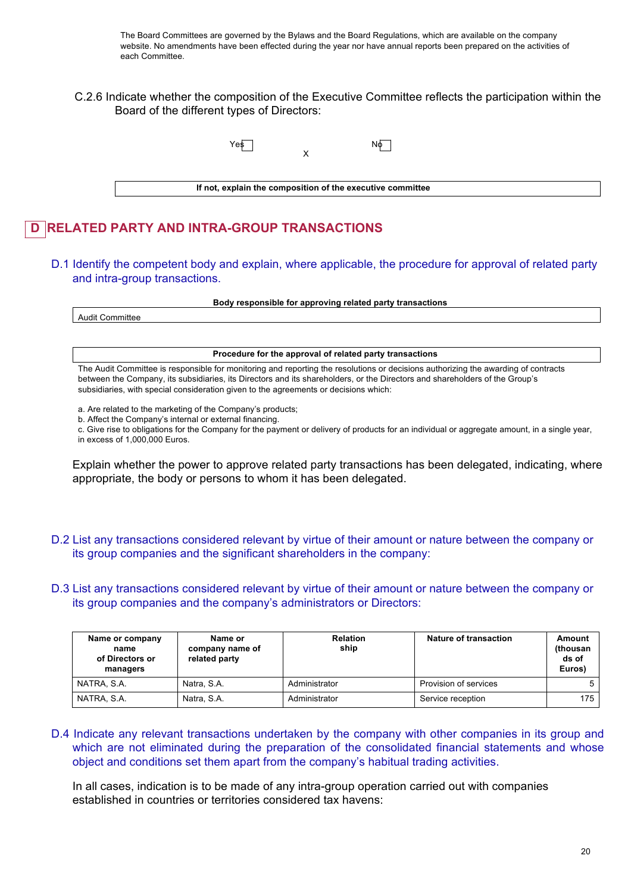The Board Committees are governed by the Bylaws and the Board Regulations, which are available on the company website. No amendments have been effected during the year nor have annual reports been prepared on the activities of each Committee.

C.2.6 Indicate whether the composition of the Executive Committee reflects the participation within the Board of the different types of Directors:

Yes ☐ X No ☐

| If not, explain the composition of the executive committee |
|---|

# D RELATED PARTY AND INTRA-GROUP TRANSACTIONS

## D.1 Identify the competent body and explain, where applicable, the procedure for approval of related party and intra-group transactions.

| Body responsible for approving related party transactions |
|---|
| Audit Committee |

| Procedure for the approval of related party transactions |
|---|
| The Audit Committee is responsible for monitoring and reporting the resolutions or decisions authorizing the awarding of contracts between the Company, its subsidiaries, its Directors and its shareholders, or the Directors and shareholders of the Group's subsidiaries, with special consideration given to the agreements or decisions which: |

a. Are related to the marketing of the Company's products;
b. Affect the Company's internal or external financing.
c. Give rise to obligations for the Company for the payment or delivery of products for an individual or aggregate amount, in a single year, in excess of 1,000,000 Euros.

Explain whether the power to approve related party transactions has been delegated, indicating, where appropriate, the body or persons to whom it has been delegated.

## D.2 List any transactions considered relevant by virtue of their amount or nature between the company or its group companies and the significant shareholders in the company:

## D.3 List any transactions considered relevant by virtue of their amount or nature between the company or its group companies and the company's administrators or Directors:

| Name or company name of Directors or managers | Name or company name of related party | Relationship | Nature of transaction | Amount (thousands of Euros) |
|---|---|---|---|---|
| NATRA, S.A. | Natra, S.A. | Administrator | Provision of services | 5 |
| NATRA, S.A. | Natra, S.A. | Administrator | Service reception | 175 |

## D.4 Indicate any relevant transactions undertaken by the company with other companies in its group and which are not eliminated during the preparation of the consolidated financial statements and whose object and conditions set them apart from the company's habitual trading activities.

In all cases, indication is to be made of any intra-group operation carried out with companies established in countries or territories considered tax havens: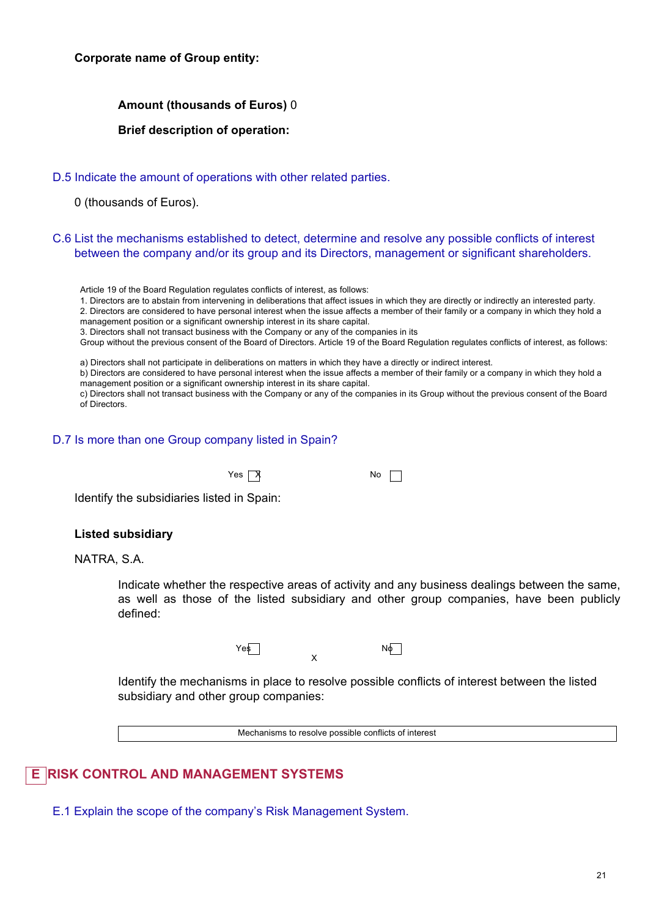**Corporate name of Group entity:**

**Amount (thousands of Euros)** 0

**Brief description of operation:**

D.5 Indicate the amount of operations with other related parties.

0 (thousands of Euros).

C.6 List the mechanisms established to detect, determine and resolve any possible conflicts of interest between the company and/or its group and its Directors, management or significant shareholders.

Article 19 of the Board Regulation regulates conflicts of interest, as follows:
1. Directors are to abstain from intervening in deliberations that affect issues in which they are directly or indirectly an interested party.
2. Directors are considered to have personal interest when the issue affects a member of their family or a company in which they hold a management position or a significant ownership interest in its share capital.
3. Directors shall not transact business with the Company or any of the companies in its Group without the previous consent of the Board of Directors. Article 19 of the Board Regulation regulates conflicts of interest, as follows:

a) Directors shall not participate in deliberations on matters in which they have a directly or indirect interest.
b) Directors are considered to have personal interest when the issue affects a member of their family or a company in which they hold a management position or a significant ownership interest in its share capital.
c) Directors shall not transact business with the Company or any of the companies in its Group without the previous consent of the Board of Directors.

D.7 Is more than one Group company listed in Spain?

Yes [X] No [ ]

Identify the subsidiaries listed in Spain:

**Listed subsidiary**

NATRA, S.A.

Indicate whether the respective areas of activity and any business dealings between the same, as well as those of the listed subsidiary and other group companies, have been publicly defined:

Yes [ ] X No [ ]

Identify the mechanisms in place to resolve possible conflicts of interest between the listed subsidiary and other group companies:

| Mechanisms to resolve possible conflicts of interest |
|---|

# E RISK CONTROL AND MANAGEMENT SYSTEMS

E.1 Explain the scope of the company's Risk Management System.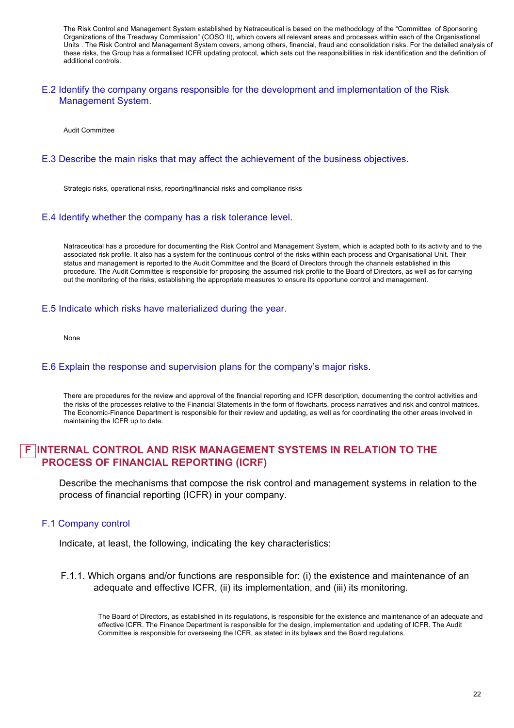The Risk Control and Management System established by Natraceutical is based on the methodology of the "Committee of Sponsoring Organizations of the Treadway Commission" (COSO II), which covers all relevant areas and processes within each of the Organisational Units . The Risk Control and Management System covers, among others, financial, fraud and consolidation risks. For the detailed analysis of these risks, the Group has a formalised ICFR updating protocol, which sets out the responsibilities in risk identification and the definition of additional controls.

### E.2 Identify the company organs responsible for the development and implementation of the Risk Management System.

Audit Committee

### E.3 Describe the main risks that may affect the achievement of the business objectives.

Strategic risks, operational risks, reporting/financial risks and compliance risks

### E.4 Identify whether the company has a risk tolerance level.

Natraceutical has a procedure for documenting the Risk Control and Management System, which is adapted both to its activity and to the associated risk profile. It also has a system for the continuous control of the risks within each process and Organisational Unit. Their status and management is reported to the Audit Committee and the Board of Directors through the channels established in this procedure. The Audit Committee is responsible for proposing the assumed risk profile to the Board of Directors, as well as for carrying out the monitoring of the risks, establishing the appropriate measures to ensure its opportune control and management.

### E.5 Indicate which risks have materialized during the year.

None

### E.6 Explain the response and supervision plans for the company's major risks.

There are procedures for the review and approval of the financial reporting and ICFR description, documenting the control activities and the risks of the processes relative to the Financial Statements in the form of flowcharts, process narratives and risk and control matrices. The Economic-Finance Department is responsible for their review and updating, as well as for coordinating the other areas involved in maintaining the ICFR up to date.

## F INTERNAL CONTROL AND RISK MANAGEMENT SYSTEMS IN RELATION TO THE PROCESS OF FINANCIAL REPORTING (ICRF)

Describe the mechanisms that compose the risk control and management systems in relation to the process of financial reporting (ICFR) in your company.

### F.1 Company control

Indicate, at least, the following, indicating the key characteristics:

F.1.1. Which organs and/or functions are responsible for: (i) the existence and maintenance of an adequate and effective ICFR, (ii) its implementation, and (iii) its monitoring.

The Board of Directors, as established in its regulations, is responsible for the existence and maintenance of an adequate and effective ICFR. The Finance Department is responsible for the design, implementation and updating of ICFR. The Audit Committee is responsible for overseeing the ICFR, as stated in its bylaws and the Board regulations.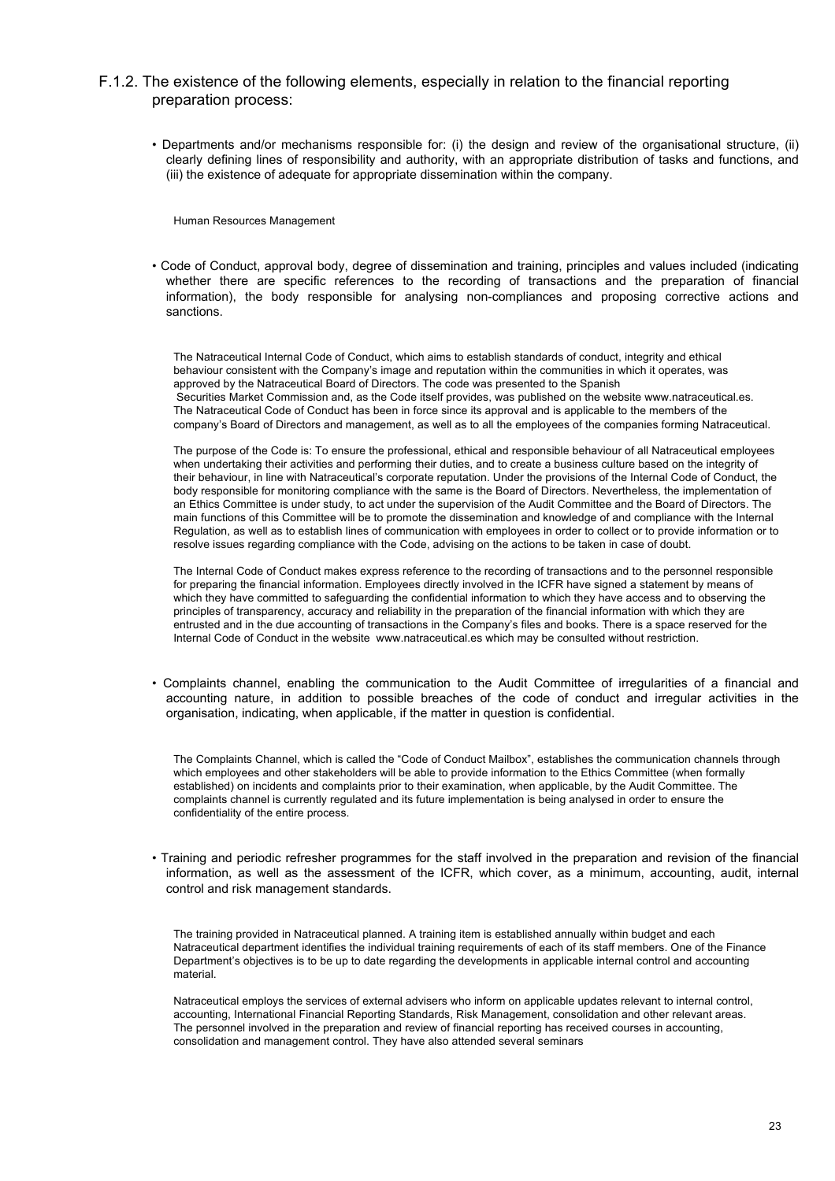F.1.2. The existence of the following elements, especially in relation to the financial reporting preparation process:

- Departments and/or mechanisms responsible for: (i) the design and review of the organisational structure, (ii) clearly defining lines of responsibility and authority, with an appropriate distribution of tasks and functions, and (iii) the existence of adequate for appropriate dissemination within the company.

Human Resources Management

- Code of Conduct, approval body, degree of dissemination and training, principles and values included (indicating whether there are specific references to the recording of transactions and the preparation of financial information), the body responsible for analysing non-compliances and proposing corrective actions and sanctions.

The Natraceutical Internal Code of Conduct, which aims to establish standards of conduct, integrity and ethical behaviour consistent with the Company's image and reputation within the communities in which it operates, was approved by the Natraceutical Board of Directors. The code was presented to the Spanish Securities Market Commission and, as the Code itself provides, was published on the website www.natraceutical.es. The Natraceutical Code of Conduct has been in force since its approval and is applicable to the members of the company's Board of Directors and management, as well as to all the employees of the companies forming Natraceutical.

The purpose of the Code is: To ensure the professional, ethical and responsible behaviour of all Natraceutical employees when undertaking their activities and performing their duties, and to create a business culture based on the integrity of their behaviour, in line with Natraceutical's corporate reputation. Under the provisions of the Internal Code of Conduct, the body responsible for monitoring compliance with the same is the Board of Directors. Nevertheless, the implementation of an Ethics Committee is under study, to act under the supervision of the Audit Committee and the Board of Directors. The main functions of this Committee will be to promote the dissemination and knowledge of and compliance with the Internal Regulation, as well as to establish lines of communication with employees in order to collect or to provide information or to resolve issues regarding compliance with the Code, advising on the actions to be taken in case of doubt.

The Internal Code of Conduct makes express reference to the recording of transactions and to the personnel responsible for preparing the financial information. Employees directly involved in the ICFR have signed a statement by means of which they have committed to safeguarding the confidential information to which they have access and to observing the principles of transparency, accuracy and reliability in the preparation of the financial information with which they are entrusted and in the due accounting of transactions in the Company's files and books. There is a space reserved for the Internal Code of Conduct in the website www.natraceutical.es which may be consulted without restriction.

- Complaints channel, enabling the communication to the Audit Committee of irregularities of a financial and accounting nature, in addition to possible breaches of the code of conduct and irregular activities in the organisation, indicating, when applicable, if the matter in question is confidential.

The Complaints Channel, which is called the "Code of Conduct Mailbox", establishes the communication channels through which employees and other stakeholders will be able to provide information to the Ethics Committee (when formally established) on incidents and complaints prior to their examination, when applicable, by the Audit Committee. The complaints channel is currently regulated and its future implementation is being analysed in order to ensure the confidentiality of the entire process.

- Training and periodic refresher programmes for the staff involved in the preparation and revision of the financial information, as well as the assessment of the ICFR, which cover, as a minimum, accounting, audit, internal control and risk management standards.

The training provided in Natraceutical planned. A training item is established annually within budget and each Natraceutical department identifies the individual training requirements of each of its staff members. One of the Finance Department's objectives is to be up to date regarding the developments in applicable internal control and accounting material.

Natraceutical employs the services of external advisers who inform on applicable updates relevant to internal control, accounting, International Financial Reporting Standards, Risk Management, consolidation and other relevant areas. The personnel involved in the preparation and review of financial reporting has received courses in accounting, consolidation and management control. They have also attended several seminars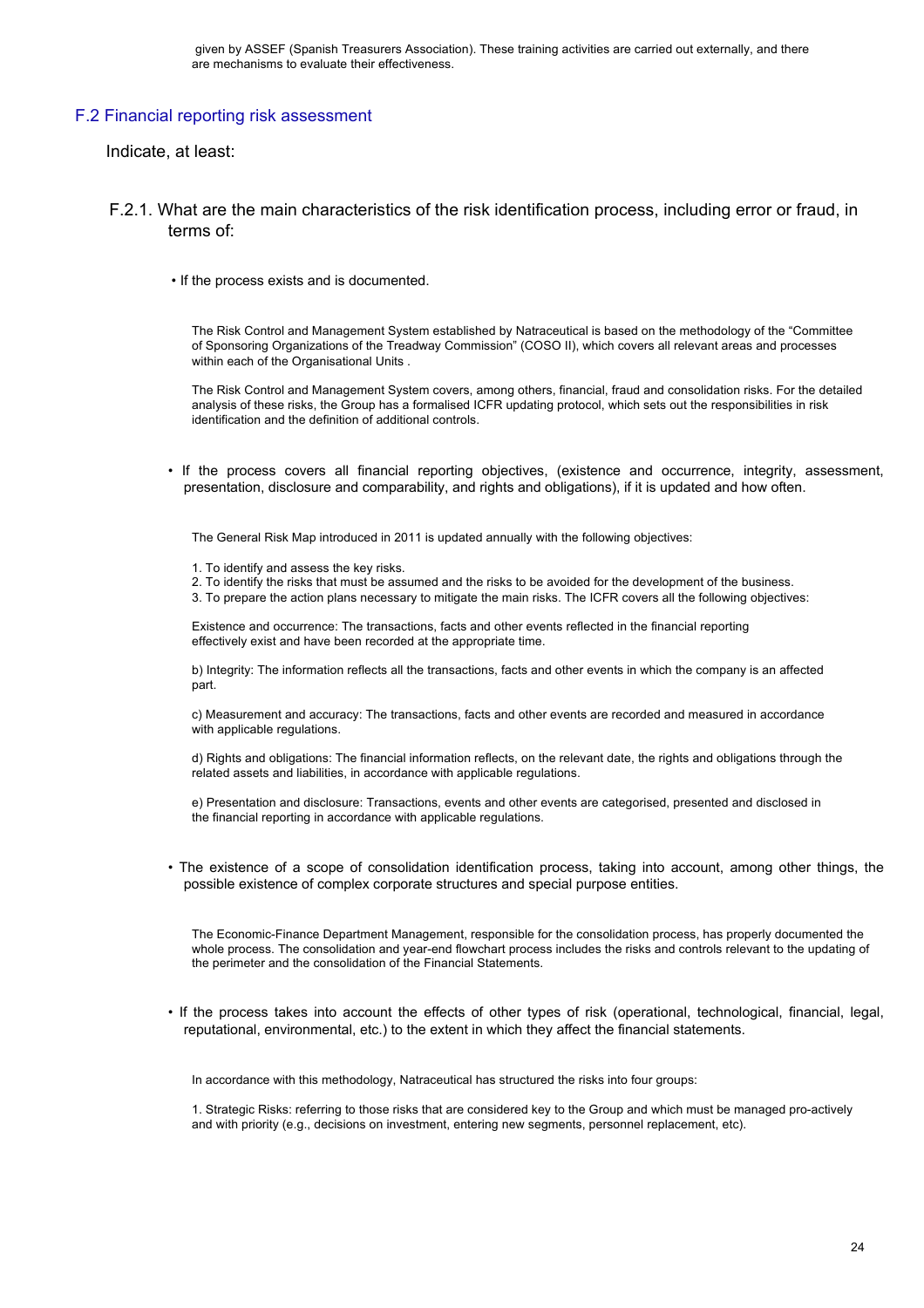given by ASSEF (Spanish Treasurers Association). These training activities are carried out externally, and there are mechanisms to evaluate their effectiveness.

## F.2 Financial reporting risk assessment

Indicate, at least:

### F.2.1. What are the main characteristics of the risk identification process, including error or fraud, in terms of:

• If the process exists and is documented.

The Risk Control and Management System established by Natraceutical is based on the methodology of the "Committee of Sponsoring Organizations of the Treadway Commission" (COSO II), which covers all relevant areas and processes within each of the Organisational Units .

The Risk Control and Management System covers, among others, financial, fraud and consolidation risks. For the detailed analysis of these risks, the Group has a formalised ICFR updating protocol, which sets out the responsibilities in risk identification and the definition of additional controls.

• If the process covers all financial reporting objectives, (existence and occurrence, integrity, assessment, presentation, disclosure and comparability, and rights and obligations), if it is updated and how often.

The General Risk Map introduced in 2011 is updated annually with the following objectives:

1. To identify and assess the key risks.
2. To identify the risks that must be assumed and the risks to be avoided for the development of the business.
3. To prepare the action plans necessary to mitigate the main risks. The ICFR covers all the following objectives:

Existence and occurrence: The transactions, facts and other events reflected in the financial reporting effectively exist and have been recorded at the appropriate time.

b) Integrity: The information reflects all the transactions, facts and other events in which the company is an affected part.

c) Measurement and accuracy: The transactions, facts and other events are recorded and measured in accordance with applicable regulations.

d) Rights and obligations: The financial information reflects, on the relevant date, the rights and obligations through the related assets and liabilities, in accordance with applicable regulations.

e) Presentation and disclosure: Transactions, events and other events are categorised, presented and disclosed in the financial reporting in accordance with applicable regulations.

• The existence of a scope of consolidation identification process, taking into account, among other things, the possible existence of complex corporate structures and special purpose entities.

The Economic-Finance Department Management, responsible for the consolidation process, has properly documented the whole process. The consolidation and year-end flowchart process includes the risks and controls relevant to the updating of the perimeter and the consolidation of the Financial Statements.

• If the process takes into account the effects of other types of risk (operational, technological, financial, legal, reputational, environmental, etc.) to the extent in which they affect the financial statements.

In accordance with this methodology, Natraceutical has structured the risks into four groups:

1. Strategic Risks: referring to those risks that are considered key to the Group and which must be managed pro-actively and with priority (e.g., decisions on investment, entering new segments, personnel replacement, etc).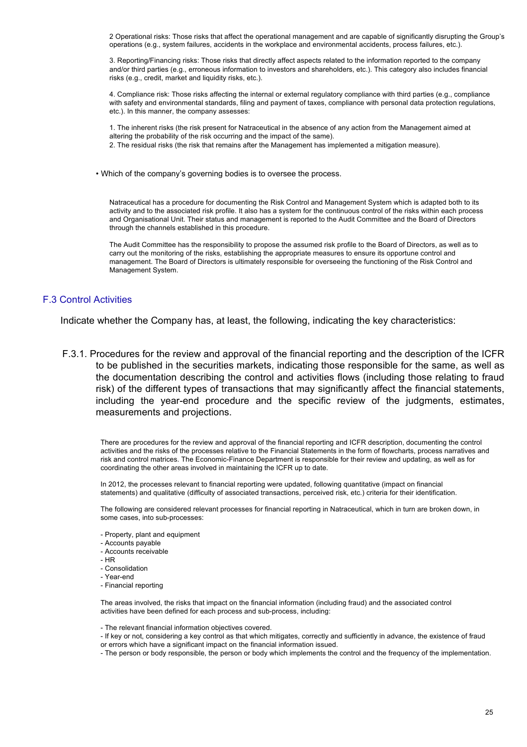2 Operational risks: Those risks that affect the operational management and are capable of significantly disrupting the Group's operations (e.g., system failures, accidents in the workplace and environmental accidents, process failures, etc.).

3. Reporting/Financing risks: Those risks that directly affect aspects related to the information reported to the company and/or third parties (e.g., erroneous information to investors and shareholders, etc.). This category also includes financial risks (e.g., credit, market and liquidity risks, etc.).

4. Compliance risk: Those risks affecting the internal or external regulatory compliance with third parties (e.g., compliance with safety and environmental standards, filing and payment of taxes, compliance with personal data protection regulations, etc.). In this manner, the company assesses:

1. The inherent risks (the risk present for Natraceutical in the absence of any action from the Management aimed at altering the probability of the risk occurring and the impact of the same).
2. The residual risks (the risk that remains after the Management has implemented a mitigation measure).

- Which of the company's governing bodies is to oversee the process.

Natraceutical has a procedure for documenting the Risk Control and Management System which is adapted both to its activity and to the associated risk profile. It also has a system for the continuous control of the risks within each process and Organisational Unit. Their status and management is reported to the Audit Committee and the Board of Directors through the channels established in this procedure.

The Audit Committee has the responsibility to propose the assumed risk profile to the Board of Directors, as well as to carry out the monitoring of the risks, establishing the appropriate measures to ensure its opportune control and management. The Board of Directors is ultimately responsible for overseeing the functioning of the Risk Control and Management System.

## F.3 Control Activities

Indicate whether the Company has, at least, the following, indicating the key characteristics:

F.3.1. Procedures for the review and approval of the financial reporting and the description of the ICFR to be published in the securities markets, indicating those responsible for the same, as well as the documentation describing the control and activities flows (including those relating to fraud risk) of the different types of transactions that may significantly affect the financial statements, including the year-end procedure and the specific review of the judgments, estimates, measurements and projections.

There are procedures for the review and approval of the financial reporting and ICFR description, documenting the control activities and the risks of the processes relative to the Financial Statements in the form of flowcharts, process narratives and risk and control matrices. The Economic-Finance Department is responsible for their review and updating, as well as for coordinating the other areas involved in maintaining the ICFR up to date.

In 2012, the processes relevant to financial reporting were updated, following quantitative (impact on financial statements) and qualitative (difficulty of associated transactions, perceived risk, etc.) criteria for their identification.

The following are considered relevant processes for financial reporting in Natraceutical, which in turn are broken down, in some cases, into sub-processes:

- Property, plant and equipment
- Accounts payable
- Accounts receivable
- HR
- Consolidation
- Year-end
- Financial reporting

The areas involved, the risks that impact on the financial information (including fraud) and the associated control activities have been defined for each process and sub-process, including:

- The relevant financial information objectives covered.
- If key or not, considering a key control as that which mitigates, correctly and sufficiently in advance, the existence of fraud or errors which have a significant impact on the financial information issued.
- The person or body responsible, the person or body which implements the control and the frequency of the implementation.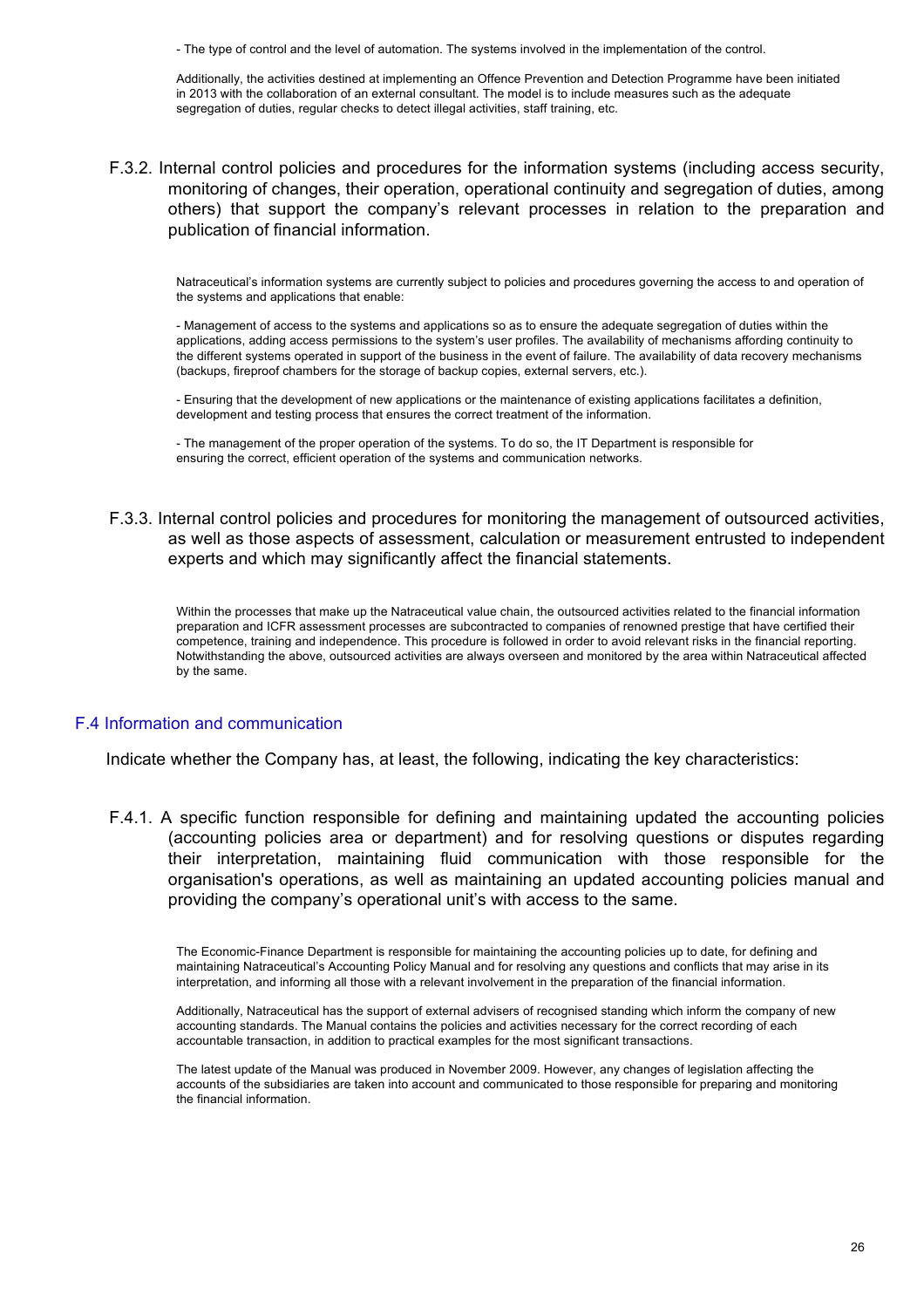- The type of control and the level of automation. The systems involved in the implementation of the control.

Additionally, the activities destined at implementing an Offence Prevention and Detection Programme have been initiated in 2013 with the collaboration of an external consultant. The model is to include measures such as the adequate segregation of duties, regular checks to detect illegal activities, staff training, etc.

### F.3.2. Internal control policies and procedures for the information systems (including access security, monitoring of changes, their operation, operational continuity and segregation of duties, among others) that support the company's relevant processes in relation to the preparation and publication of financial information.

Natraceutical's information systems are currently subject to policies and procedures governing the access to and operation of the systems and applications that enable:

- Management of access to the systems and applications so as to ensure the adequate segregation of duties within the applications, adding access permissions to the system's user profiles. The availability of mechanisms affording continuity to the different systems operated in support of the business in the event of failure. The availability of data recovery mechanisms (backups, fireproof chambers for the storage of backup copies, external servers, etc.).

- Ensuring that the development of new applications or the maintenance of existing applications facilitates a definition, development and testing process that ensures the correct treatment of the information.

- The management of the proper operation of the systems. To do so, the IT Department is responsible for ensuring the correct, efficient operation of the systems and communication networks.

### F.3.3. Internal control policies and procedures for monitoring the management of outsourced activities, as well as those aspects of assessment, calculation or measurement entrusted to independent experts and which may significantly affect the financial statements.

Within the processes that make up the Natraceutical value chain, the outsourced activities related to the financial information preparation and ICFR assessment processes are subcontracted to companies of renowned prestige that have certified their competence, training and independence. This procedure is followed in order to avoid relevant risks in the financial reporting. Notwithstanding the above, outsourced activities are always overseen and monitored by the area within Natraceutical affected by the same.

## F.4 Information and communication

Indicate whether the Company has, at least, the following, indicating the key characteristics:

### F.4.1. A specific function responsible for defining and maintaining updated the accounting policies (accounting policies area or department) and for resolving questions or disputes regarding their interpretation, maintaining fluid communication with those responsible for the organisation's operations, as well as maintaining an updated accounting policies manual and providing the company's operational unit's with access to the same.

The Economic-Finance Department is responsible for maintaining the accounting policies up to date, for defining and maintaining Natraceutical's Accounting Policy Manual and for resolving any questions and conflicts that may arise in its interpretation, and informing all those with a relevant involvement in the preparation of the financial information.

Additionally, Natraceutical has the support of external advisers of recognised standing which inform the company of new accounting standards. The Manual contains the policies and activities necessary for the correct recording of each accountable transaction, in addition to practical examples for the most significant transactions.

The latest update of the Manual was produced in November 2009. However, any changes of legislation affecting the accounts of the subsidiaries are taken into account and communicated to those responsible for preparing and monitoring the financial information.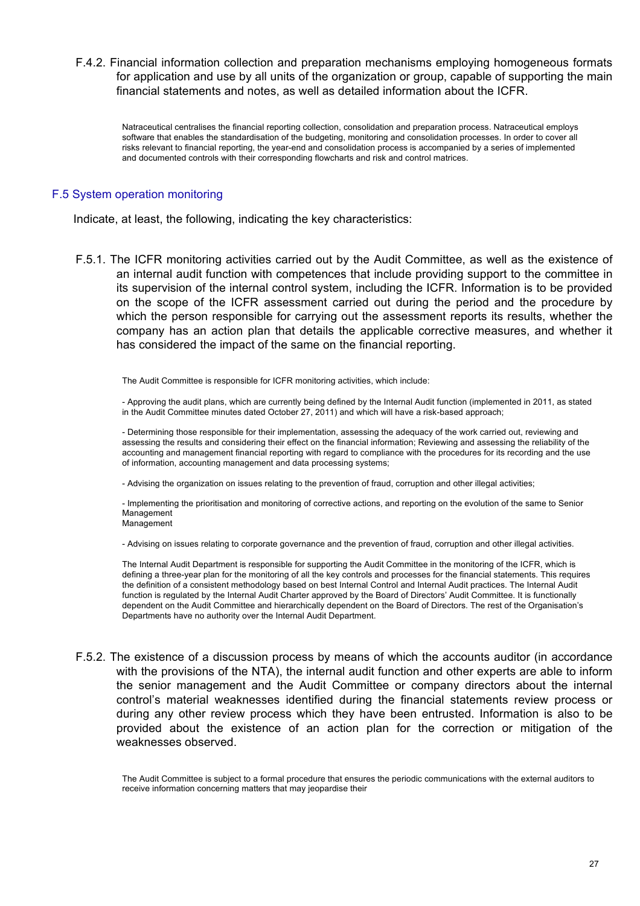F.4.2. Financial information collection and preparation mechanisms employing homogeneous formats for application and use by all units of the organization or group, capable of supporting the main financial statements and notes, as well as detailed information about the ICFR.

Natraceutical centralises the financial reporting collection, consolidation and preparation process. Natraceutical employs software that enables the standardisation of the budgeting, monitoring and consolidation processes. In order to cover all risks relevant to financial reporting, the year-end and consolidation process is accompanied by a series of implemented and documented controls with their corresponding flowcharts and risk and control matrices.

## F.5 System operation monitoring

Indicate, at least, the following, indicating the key characteristics:

F.5.1. The ICFR monitoring activities carried out by the Audit Committee, as well as the existence of an internal audit function with competences that include providing support to the committee in its supervision of the internal control system, including the ICFR. Information is to be provided on the scope of the ICFR assessment carried out during the period and the procedure by which the person responsible for carrying out the assessment reports its results, whether the company has an action plan that details the applicable corrective measures, and whether it has considered the impact of the same on the financial reporting.

The Audit Committee is responsible for ICFR monitoring activities, which include:

- Approving the audit plans, which are currently being defined by the Internal Audit function (implemented in 2011, as stated in the Audit Committee minutes dated October 27, 2011) and which will have a risk-based approach;

- Determining those responsible for their implementation, assessing the adequacy of the work carried out, reviewing and assessing the results and considering their effect on the financial information; Reviewing and assessing the reliability of the accounting and management financial reporting with regard to compliance with the procedures for its recording and the use of information, accounting management and data processing systems;

- Advising the organization on issues relating to the prevention of fraud, corruption and other illegal activities;

- Implementing the prioritisation and monitoring of corrective actions, and reporting on the evolution of the same to Senior Management
Management

- Advising on issues relating to corporate governance and the prevention of fraud, corruption and other illegal activities.

The Internal Audit Department is responsible for supporting the Audit Committee in the monitoring of the ICFR, which is defining a three-year plan for the monitoring of all the key controls and processes for the financial statements. This requires the definition of a consistent methodology based on best Internal Control and Internal Audit practices. The Internal Audit function is regulated by the Internal Audit Charter approved by the Board of Directors' Audit Committee. It is functionally dependent on the Audit Committee and hierarchically dependent on the Board of Directors. The rest of the Organisation's Departments have no authority over the Internal Audit Department.

F.5.2. The existence of a discussion process by means of which the accounts auditor (in accordance with the provisions of the NTA), the internal audit function and other experts are able to inform the senior management and the Audit Committee or company directors about the internal control's material weaknesses identified during the financial statements review process or during any other review process which they have been entrusted. Information is also to be provided about the existence of an action plan for the correction or mitigation of the weaknesses observed.

The Audit Committee is subject to a formal procedure that ensures the periodic communications with the external auditors to receive information concerning matters that may jeopardise their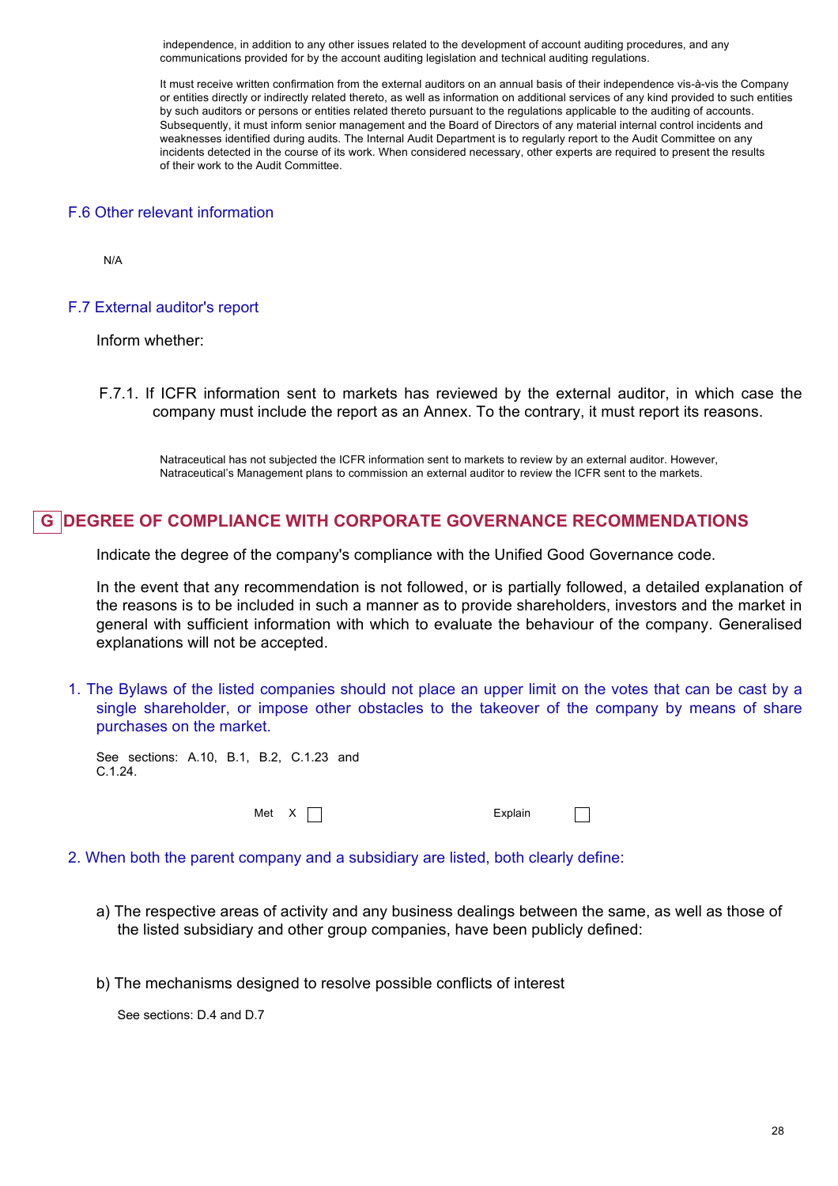independence, in addition to any other issues related to the development of account auditing procedures, and any communications provided for by the account auditing legislation and technical auditing regulations.

It must receive written confirmation from the external auditors on an annual basis of their independence vis-à-vis the Company or entities directly or indirectly related thereto, as well as information on additional services of any kind provided to such entities by such auditors or persons or entities related thereto pursuant to the regulations applicable to the auditing of accounts. Subsequently, it must inform senior management and the Board of Directors of any material internal control incidents and weaknesses identified during audits. The Internal Audit Department is to regularly report to the Audit Committee on any incidents detected in the course of its work. When considered necessary, other experts are required to present the results of their work to the Audit Committee.

### F.6 Other relevant information

N/A

### F.7 External auditor's report

Inform whether:

F.7.1. If ICFR information sent to markets has reviewed by the external auditor, in which case the company must include the report as an Annex. To the contrary, it must report its reasons.

Natraceutical has not subjected the ICFR information sent to markets to review by an external auditor. However, Natraceutical's Management plans to commission an external auditor to review the ICFR sent to the markets.

## G DEGREE OF COMPLIANCE WITH CORPORATE GOVERNANCE RECOMMENDATIONS

Indicate the degree of the company's compliance with the Unified Good Governance code.

In the event that any recommendation is not followed, or is partially followed, a detailed explanation of the reasons is to be included in such a manner as to provide shareholders, investors and the market in general with sufficient information with which to evaluate the behaviour of the company. Generalised explanations will not be accepted.

1. The Bylaws of the listed companies should not place an upper limit on the votes that can be cast by a single shareholder, or impose other obstacles to the takeover of the company by means of share purchases on the market.

See sections: A.10, B.1, B.2, C.1.23 and C.1.24.

Met X ☐ Explain ☐

2. When both the parent company and a subsidiary are listed, both clearly define:

a) The respective areas of activity and any business dealings between the same, as well as those of the listed subsidiary and other group companies, have been publicly defined:

b) The mechanisms designed to resolve possible conflicts of interest

See sections: D.4 and D.7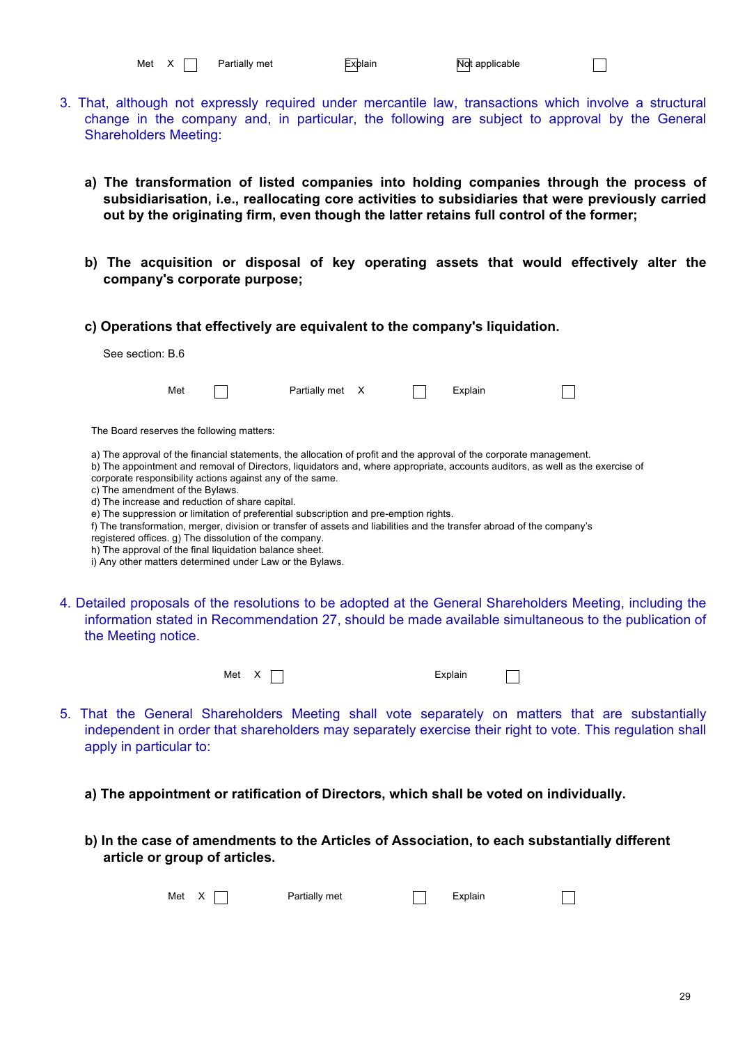Met X ☐ Partially met ☐ Explain ☐ Not applicable ☐

3. That, although not expressly required under mercantile law, transactions which involve a structural change in the company and, in particular, the following are subject to approval by the General Shareholders Meeting:

   **a) The transformation of listed companies into holding companies through the process of subsidiarisation, i.e., reallocating core activities to subsidiaries that were previously carried out by the originating firm, even though the latter retains full control of the former;**

   **b) The acquisition or disposal of key operating assets that would effectively alter the company's corporate purpose;**

   **c) Operations that effectively are equivalent to the company's liquidation.**

   See section: B.6

   Met ☐ Partially met X ☐ Explain ☐

   The Board reserves the following matters:

   a) The approval of the financial statements, the allocation of profit and the approval of the corporate management.
   b) The appointment and removal of Directors, liquidators and, where appropriate, accounts auditors, as well as the exercise of corporate responsibility actions against any of the same.
   c) The amendment of the Bylaws.
   d) The increase and reduction of share capital.
   e) The suppression or limitation of preferential subscription and pre-emption rights.
   f) The transformation, merger, division or transfer of assets and liabilities and the transfer abroad of the company's registered offices. g) The dissolution of the company.
   h) The approval of the final liquidation balance sheet.
   i) Any other matters determined under Law or the Bylaws.

4. Detailed proposals of the resolutions to be adopted at the General Shareholders Meeting, including the information stated in Recommendation 27, should be made available simultaneous to the publication of the Meeting notice.

   Met X ☐ Explain ☐

5. That the General Shareholders Meeting shall vote separately on matters that are substantially independent in order that shareholders may separately exercise their right to vote. This regulation shall apply in particular to:

   **a) The appointment or ratification of Directors, which shall be voted on individually.**

   **b) In the case of amendments to the Articles of Association, to each substantially different article or group of articles.**

   Met X ☐ Partially met ☐ Explain ☐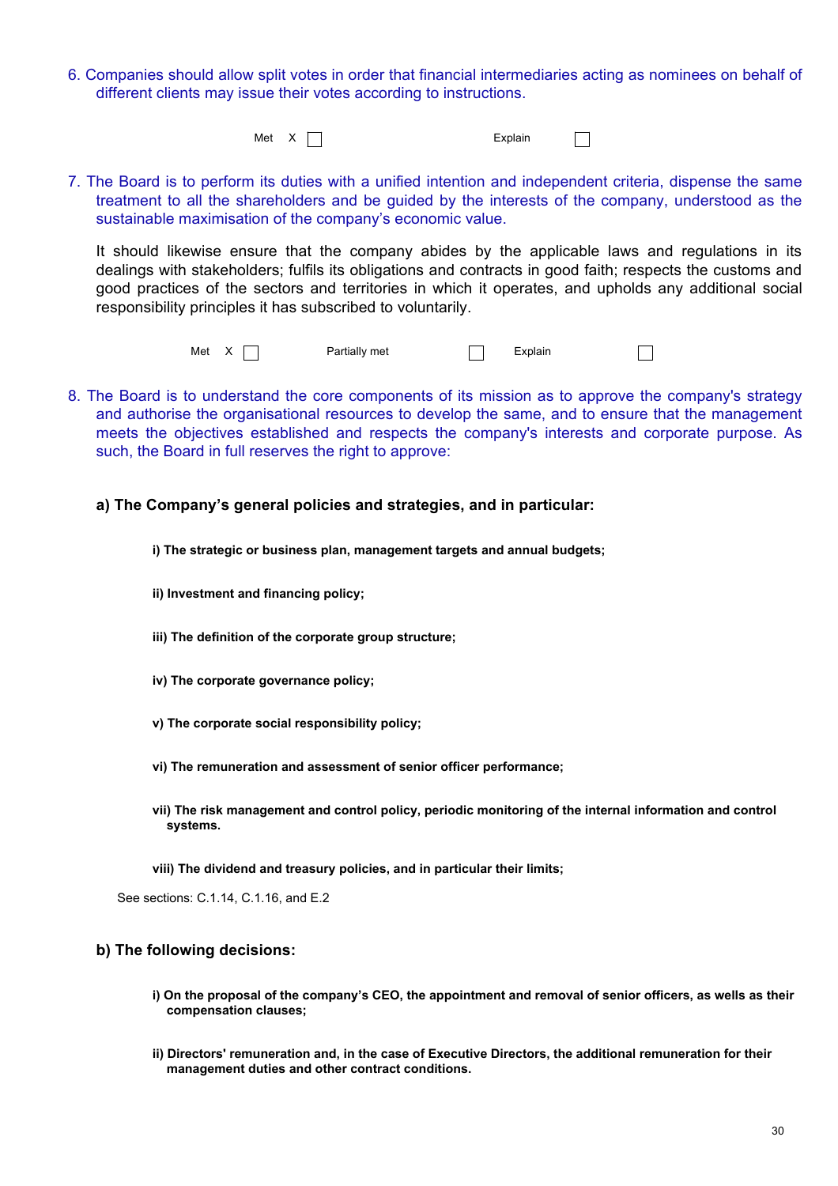6. Companies should allow split votes in order that financial intermediaries acting as nominees on behalf of different clients may issue their votes according to instructions.

Met X ☐ Explain ☐

7. The Board is to perform its duties with a unified intention and independent criteria, dispense the same treatment to all the shareholders and be guided by the interests of the company, understood as the sustainable maximisation of the company's economic value.

   It should likewise ensure that the company abides by the applicable laws and regulations in its dealings with stakeholders; fulfils its obligations and contracts in good faith; respects the customs and good practices of the sectors and territories in which it operates, and upholds any additional social responsibility principles it has subscribed to voluntarily.

Met X ☐ Partially met ☐ Explain ☐

8. The Board is to understand the core components of its mission as to approve the company's strategy and authorise the organisational resources to develop the same, and to ensure that the management meets the objectives established and respects the company's interests and corporate purpose. As such, the Board in full reserves the right to approve:

   **a) The Company's general policies and strategies, and in particular:**

   **i) The strategic or business plan, management targets and annual budgets;**

   **ii) Investment and financing policy;**

   **iii) The definition of the corporate group structure;**

   **iv) The corporate governance policy;**

   **v) The corporate social responsibility policy;**

   **vi) The remuneration and assessment of senior officer performance;**

   **vii) The risk management and control policy, periodic monitoring of the internal information and control systems.**

   **viii) The dividend and treasury policies, and in particular their limits;**

   See sections: C.1.14, C.1.16, and E.2

   **b) The following decisions:**

   **i) On the proposal of the company's CEO, the appointment and removal of senior officers, as wells as their compensation clauses;**

   **ii) Directors' remuneration and, in the case of Executive Directors, the additional remuneration for their management duties and other contract conditions.**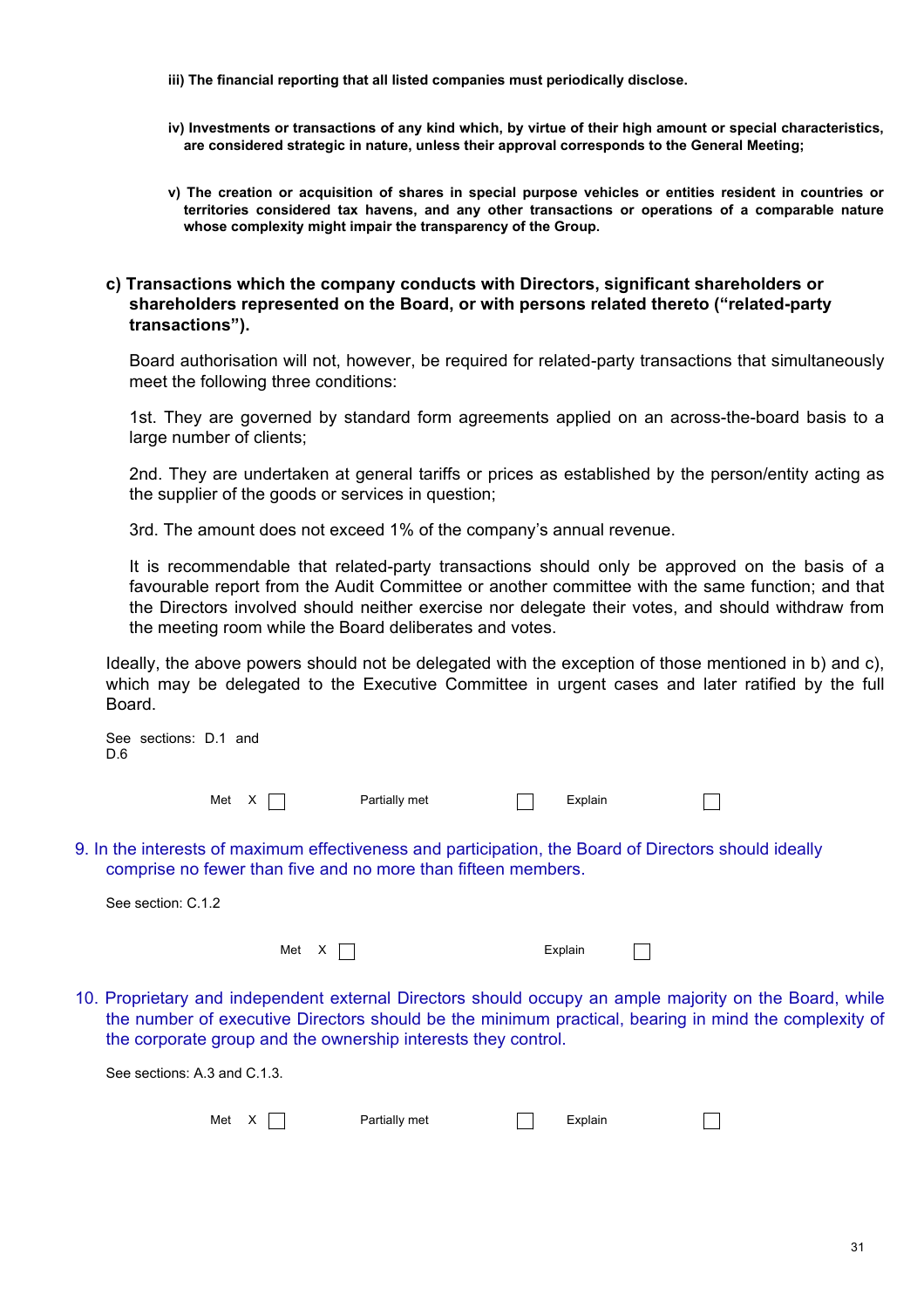**iii) The financial reporting that all listed companies must periodically disclose.**

**iv) Investments or transactions of any kind which, by virtue of their high amount or special characteristics, are considered strategic in nature, unless their approval corresponds to the General Meeting;**

**v) The creation or acquisition of shares in special purpose vehicles or entities resident in countries or territories considered tax havens, and any other transactions or operations of a comparable nature whose complexity might impair the transparency of the Group.**

**c) Transactions which the company conducts with Directors, significant shareholders or shareholders represented on the Board, or with persons related thereto ("related-party transactions").**

Board authorisation will not, however, be required for related-party transactions that simultaneously meet the following three conditions:

1st. They are governed by standard form agreements applied on an across-the-board basis to a large number of clients;

2nd. They are undertaken at general tariffs or prices as established by the person/entity acting as the supplier of the goods or services in question;

3rd. The amount does not exceed 1% of the company's annual revenue.

It is recommendable that related-party transactions should only be approved on the basis of a favourable report from the Audit Committee or another committee with the same function; and that the Directors involved should neither exercise nor delegate their votes, and should withdraw from the meeting room while the Board deliberates and votes.

Ideally, the above powers should not be delegated with the exception of those mentioned in b) and c), which may be delegated to the Executive Committee in urgent cases and later ratified by the full Board.

See sections: D.1 and D.6

Met X ☐ Partially met ☐ Explain ☐

9. In the interests of maximum effectiveness and participation, the Board of Directors should ideally comprise no fewer than five and no more than fifteen members.

See section: C.1.2

Met X ☐ Explain ☐

10. Proprietary and independent external Directors should occupy an ample majority on the Board, while the number of executive Directors should be the minimum practical, bearing in mind the complexity of the corporate group and the ownership interests they control.

See sections: A.3 and C.1.3.

Met X ☐ Partially met ☐ Explain ☐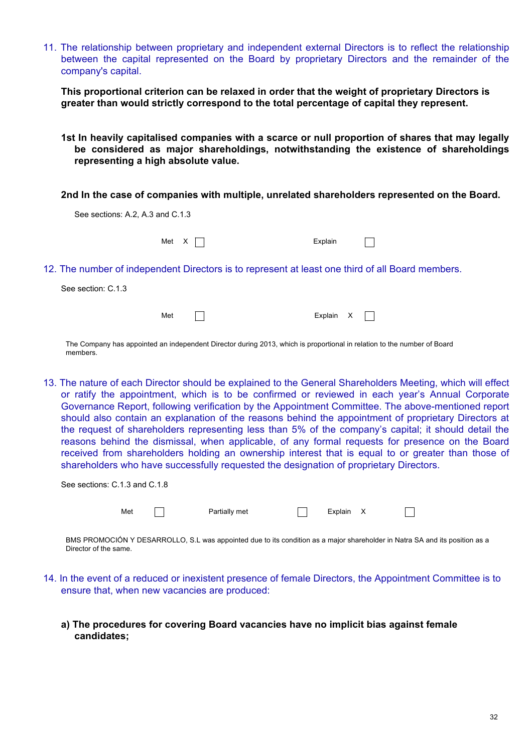11. The relationship between proprietary and independent external Directors is to reflect the relationship between the capital represented on the Board by proprietary Directors and the remainder of the company's capital.

**This proportional criterion can be relaxed in order that the weight of proprietary Directors is greater than would strictly correspond to the total percentage of capital they represent.**

**1st In heavily capitalised companies with a scarce or null proportion of shares that may legally be considered as major shareholdings, notwithstanding the existence of shareholdings representing a high absolute value.**

**2nd In the case of companies with multiple, unrelated shareholders represented on the Board.**

See sections: A.2, A.3 and C.1.3

Met X ☐ Explain ☐

12. The number of independent Directors is to represent at least one third of all Board members.

See section: C.1.3

Met ☐ Explain X ☐

The Company has appointed an independent Director during 2013, which is proportional in relation to the number of Board members.

13. The nature of each Director should be explained to the General Shareholders Meeting, which will effect or ratify the appointment, which is to be confirmed or reviewed in each year's Annual Corporate Governance Report, following verification by the Appointment Committee. The above-mentioned report should also contain an explanation of the reasons behind the appointment of proprietary Directors at the request of shareholders representing less than 5% of the company's capital; it should detail the reasons behind the dismissal, when applicable, of any formal requests for presence on the Board received from shareholders holding an ownership interest that is equal to or greater than those of shareholders who have successfully requested the designation of proprietary Directors.

See sections: C.1.3 and C.1.8

Met ☐ Partially met ☐ Explain X ☐

BMS PROMOCIÓN Y DESARROLLO, S.L was appointed due to its condition as a major shareholder in Natra SA and its position as a Director of the same.

14. In the event of a reduced or inexistent presence of female Directors, the Appointment Committee is to ensure that, when new vacancies are produced:

**a) The procedures for covering Board vacancies have no implicit bias against female candidates;**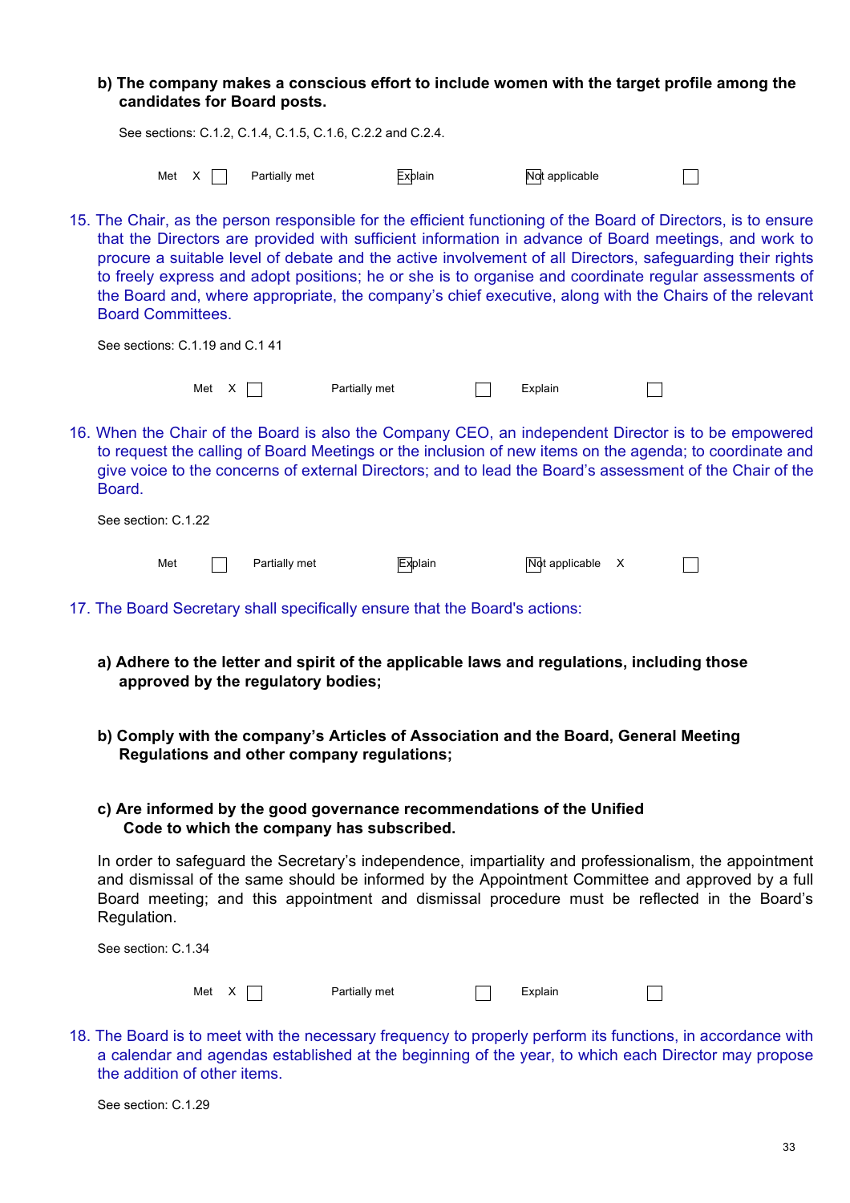**b) The company makes a conscious effort to include women with the target profile among the candidates for Board posts.**

See sections: C.1.2, C.1.4, C.1.5, C.1.6, C.2.2 and C.2.4.

Met X ☐ Partially met ☐ Explain ☐ Not applicable ☐

15. The Chair, as the person responsible for the efficient functioning of the Board of Directors, is to ensure that the Directors are provided with sufficient information in advance of Board meetings, and work to procure a suitable level of debate and the active involvement of all Directors, safeguarding their rights to freely express and adopt positions; he or she is to organise and coordinate regular assessments of the Board and, where appropriate, the company's chief executive, along with the Chairs of the relevant Board Committees.

See sections: C.1.19 and C.1 41

Met X ☐ Partially met ☐ Explain ☐

16. When the Chair of the Board is also the Company CEO, an independent Director is to be empowered to request the calling of Board Meetings or the inclusion of new items on the agenda; to coordinate and give voice to the concerns of external Directors; and to lead the Board's assessment of the Chair of the Board.

See section: C.1.22

Met ☐ Partially met ☐ Explain ☐ Not applicable X ☐

17. The Board Secretary shall specifically ensure that the Board's actions:

**a) Adhere to the letter and spirit of the applicable laws and regulations, including those approved by the regulatory bodies;**

**b) Comply with the company's Articles of Association and the Board, General Meeting Regulations and other company regulations;**

**c) Are informed by the good governance recommendations of the Unified Code to which the company has subscribed.**

In order to safeguard the Secretary's independence, impartiality and professionalism, the appointment and dismissal of the same should be informed by the Appointment Committee and approved by a full Board meeting; and this appointment and dismissal procedure must be reflected in the Board's Regulation.

See section: C.1.34

Met X ☐ Partially met ☐ Explain ☐

18. The Board is to meet with the necessary frequency to properly perform its functions, in accordance with a calendar and agendas established at the beginning of the year, to which each Director may propose the addition of other items.

See section: C.1.29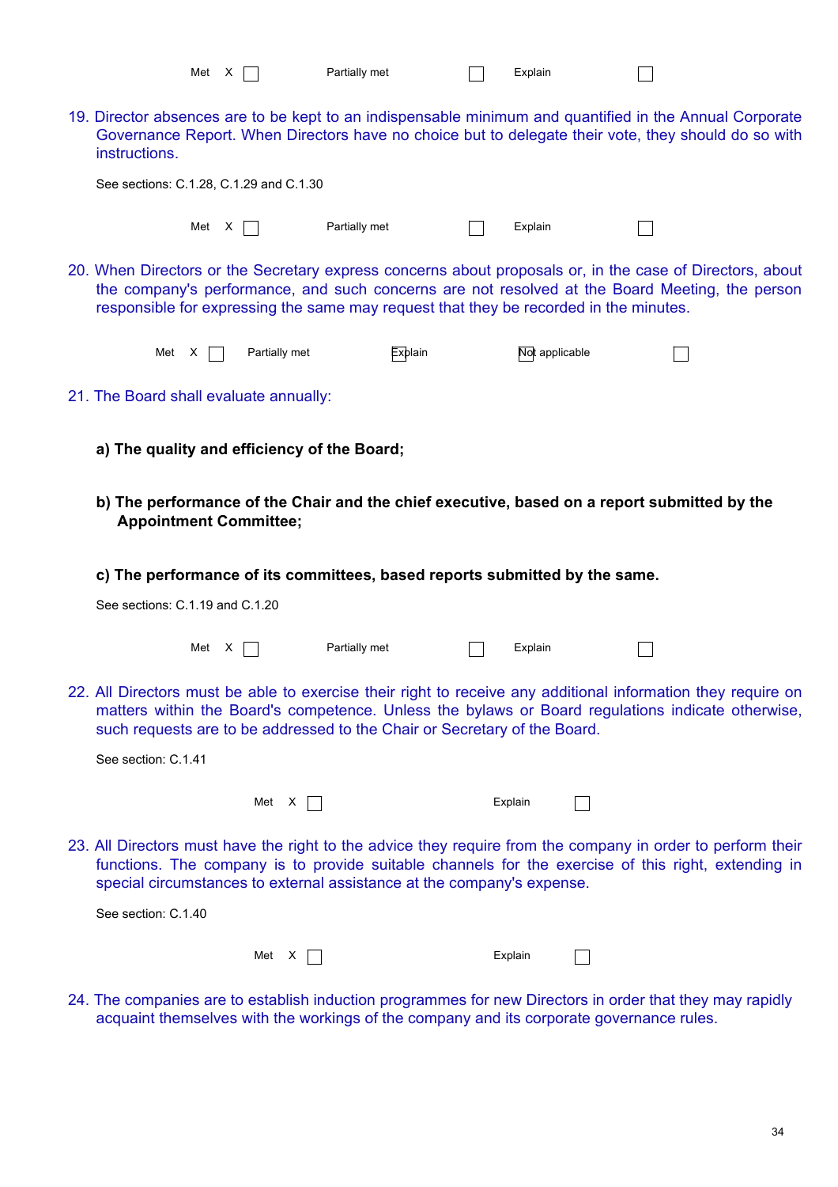Met X ☐ Partially met ☐ Explain ☐

19. Director absences are to be kept to an indispensable minimum and quantified in the Annual Corporate Governance Report. When Directors have no choice but to delegate their vote, they should do so with instructions.

See sections: C.1.28, C.1.29 and C.1.30

Met X ☐ Partially met ☐ Explain ☐

20. When Directors or the Secretary express concerns about proposals or, in the case of Directors, about the company's performance, and such concerns are not resolved at the Board Meeting, the person responsible for expressing the same may request that they be recorded in the minutes.

Met X ☐ Partially met ☐ Explain ☐ Not applicable ☐

21. The Board shall evaluate annually:

**a) The quality and efficiency of the Board;**

**b) The performance of the Chair and the chief executive, based on a report submitted by the Appointment Committee;**

**c) The performance of its committees, based reports submitted by the same.**

See sections: C.1.19 and C.1.20

Met X ☐ Partially met ☐ Explain ☐

22. All Directors must be able to exercise their right to receive any additional information they require on matters within the Board's competence. Unless the bylaws or Board regulations indicate otherwise, such requests are to be addressed to the Chair or Secretary of the Board.

See section: C.1.41

Met X ☐ Explain ☐

23. All Directors must have the right to the advice they require from the company in order to perform their functions. The company is to provide suitable channels for the exercise of this right, extending in special circumstances to external assistance at the company's expense.

See section: C.1.40

Met X ☐ Explain ☐

24. The companies are to establish induction programmes for new Directors in order that they may rapidly acquaint themselves with the workings of the company and its corporate governance rules.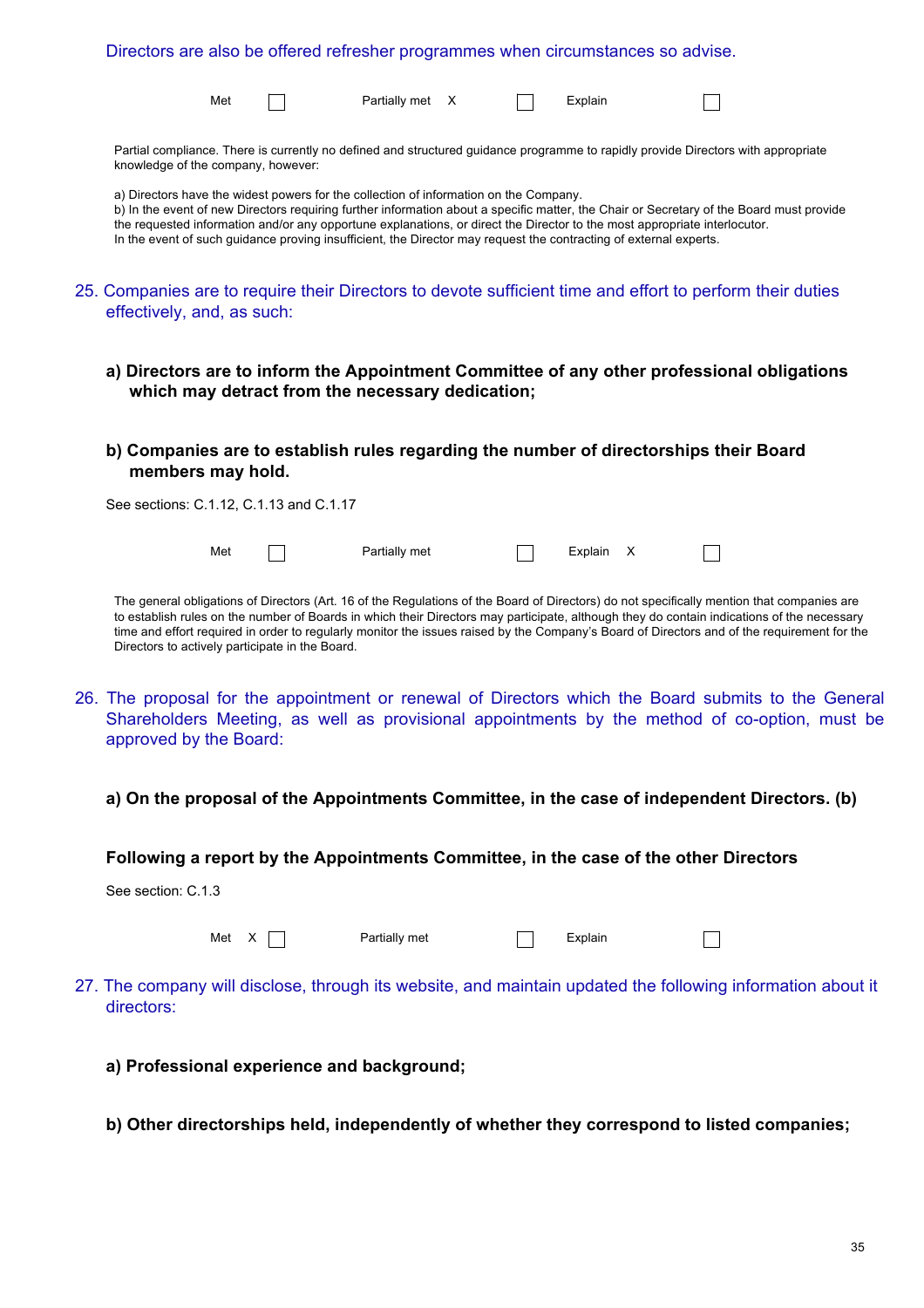Directors are also be offered refresher programmes when circumstances so advise.

Met ☐ Partially met X ☐ Explain ☐

Partial compliance. There is currently no defined and structured guidance programme to rapidly provide Directors with appropriate knowledge of the company, however:

a) Directors have the widest powers for the collection of information on the Company.
b) In the event of new Directors requiring further information about a specific matter, the Chair or Secretary of the Board must provide the requested information and/or any opportune explanations, or direct the Director to the most appropriate interlocutor.
In the event of such guidance proving insufficient, the Director may request the contracting of external experts.

25. Companies are to require their Directors to devote sufficient time and effort to perform their duties effectively, and, as such:

**a) Directors are to inform the Appointment Committee of any other professional obligations which may detract from the necessary dedication;**

**b) Companies are to establish rules regarding the number of directorships their Board members may hold.**

See sections: C.1.12, C.1.13 and C.1.17

Met ☐ Partially met ☐ Explain X ☐

The general obligations of Directors (Art. 16 of the Regulations of the Board of Directors) do not specifically mention that companies are to establish rules on the number of Boards in which their Directors may participate, although they do contain indications of the necessary time and effort required in order to regularly monitor the issues raised by the Company's Board of Directors and of the requirement for the Directors to actively participate in the Board.

26. The proposal for the appointment or renewal of Directors which the Board submits to the General Shareholders Meeting, as well as provisional appointments by the method of co-option, must be approved by the Board:

**a) On the proposal of the Appointments Committee, in the case of independent Directors. (b)**

**Following a report by the Appointments Committee, in the case of the other Directors**

See section: C.1.3

Met X ☐ Partially met ☐ Explain ☐

27. The company will disclose, through its website, and maintain updated the following information about it directors:

**a) Professional experience and background;**

**b) Other directorships held, independently of whether they correspond to listed companies;**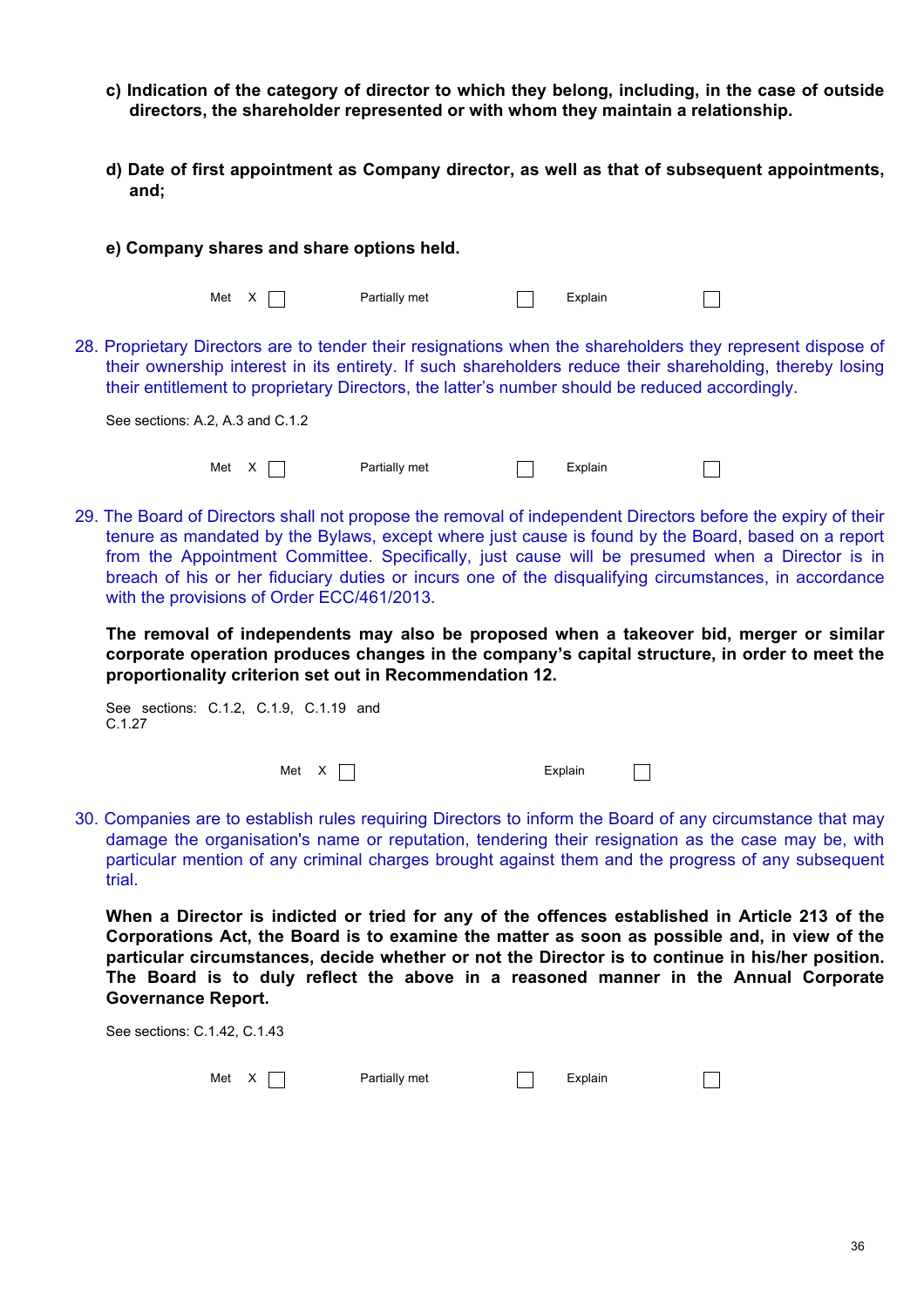**c) Indication of the category of director to which they belong, including, in the case of outside directors, the shareholder represented or with whom they maintain a relationship.**

**d) Date of first appointment as Company director, as well as that of subsequent appointments, and;**

**e) Company shares and share options held.**

Met X ☐ Partially met ☐ Explain ☐

28. Proprietary Directors are to tender their resignations when the shareholders they represent dispose of their ownership interest in its entirety. If such shareholders reduce their shareholding, thereby losing their entitlement to proprietary Directors, the latter's number should be reduced accordingly.

See sections: A.2, A.3 and C.1.2

Met X ☐ Partially met ☐ Explain ☐

29. The Board of Directors shall not propose the removal of independent Directors before the expiry of their tenure as mandated by the Bylaws, except where just cause is found by the Board, based on a report from the Appointment Committee. Specifically, just cause will be presumed when a Director is in breach of his or her fiduciary duties or incurs one of the disqualifying circumstances, in accordance with the provisions of Order ECC/461/2013.

**The removal of independents may also be proposed when a takeover bid, merger or similar corporate operation produces changes in the company's capital structure, in order to meet the proportionality criterion set out in Recommendation 12.**

See sections: C.1.2, C.1.9, C.1.19 and C.1.27

Met X ☐ Explain ☐

30. Companies are to establish rules requiring Directors to inform the Board of any circumstance that may damage the organisation's name or reputation, tendering their resignation as the case may be, with particular mention of any criminal charges brought against them and the progress of any subsequent trial.

**When a Director is indicted or tried for any of the offences established in Article 213 of the Corporations Act, the Board is to examine the matter as soon as possible and, in view of the particular circumstances, decide whether or not the Director is to continue in his/her position. The Board is to duly reflect the above in a reasoned manner in the Annual Corporate Governance Report.**

See sections: C.1.42, C.1.43

Met X ☐ Partially met ☐ Explain ☐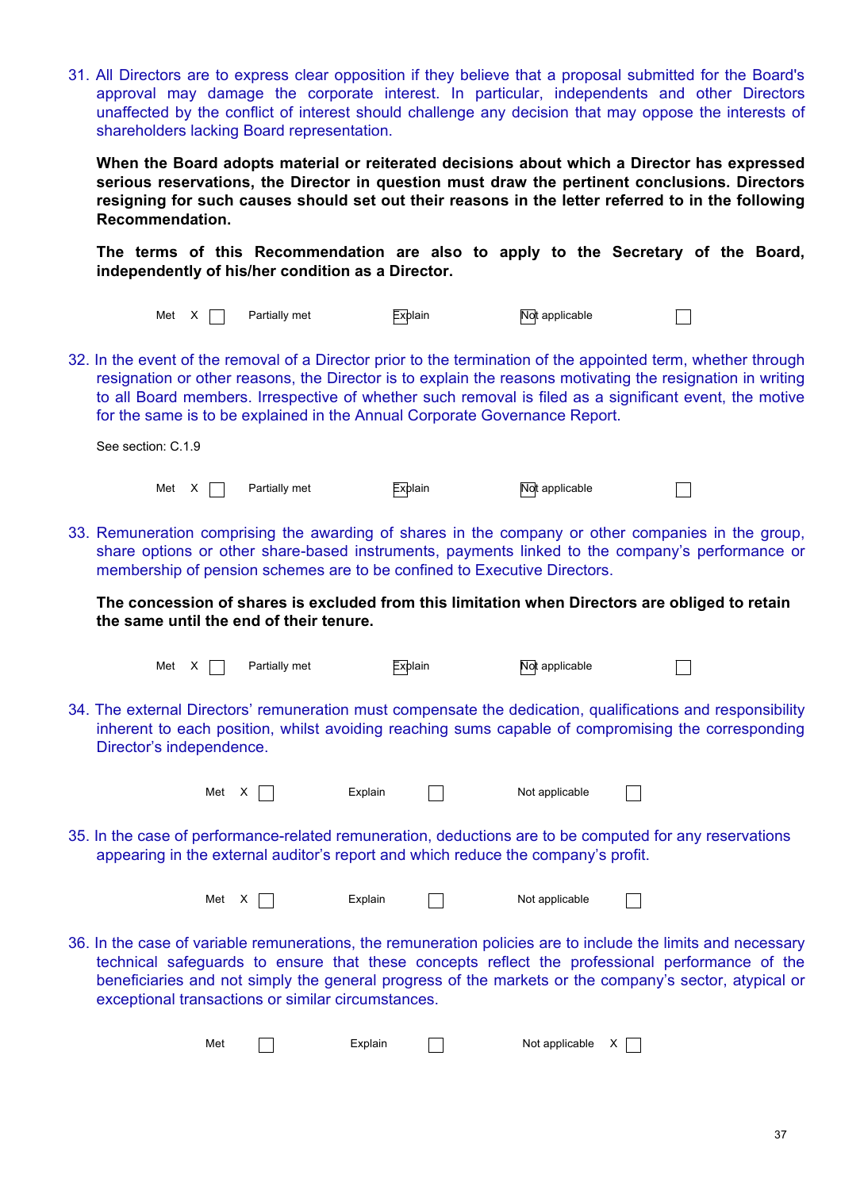31. All Directors are to express clear opposition if they believe that a proposal submitted for the Board's approval may damage the corporate interest. In particular, independents and other Directors unaffected by the conflict of interest should challenge any decision that may oppose the interests of shareholders lacking Board representation.

    **When the Board adopts material or reiterated decisions about which a Director has expressed serious reservations, the Director in question must draw the pertinent conclusions. Directors resigning for such causes should set out their reasons in the letter referred to in the following Recommendation.**

    **The terms of this Recommendation are also to apply to the Secretary of the Board, independently of his/her condition as a Director.**

    Met X ☐ Partially met Explain Not applicable ☐

32. In the event of the removal of a Director prior to the termination of the appointed term, whether through resignation or other reasons, the Director is to explain the reasons motivating the resignation in writing to all Board members. Irrespective of whether such removal is filed as a significant event, the motive for the same is to be explained in the Annual Corporate Governance Report.

    See section: C.1.9

    Met X ☐ Partially met Explain Not applicable ☐

33. Remuneration comprising the awarding of shares in the company or other companies in the group, share options or other share-based instruments, payments linked to the company's performance or membership of pension schemes are to be confined to Executive Directors.

    **The concession of shares is excluded from this limitation when Directors are obliged to retain the same until the end of their tenure.**

    Met X ☐ Partially met Explain Not applicable ☐

34. The external Directors' remuneration must compensate the dedication, qualifications and responsibility inherent to each position, whilst avoiding reaching sums capable of compromising the corresponding Director's independence.

    Met X ☐ Explain ☐ Not applicable ☐

35. In the case of performance-related remuneration, deductions are to be computed for any reservations appearing in the external auditor's report and which reduce the company's profit.

    Met X ☐ Explain ☐ Not applicable ☐

36. In the case of variable remunerations, the remuneration policies are to include the limits and necessary technical safeguards to ensure that these concepts reflect the professional performance of the beneficiaries and not simply the general progress of the markets or the company's sector, atypical or exceptional transactions or similar circumstances.

    Met ☐ Explain ☐ Not applicable X ☐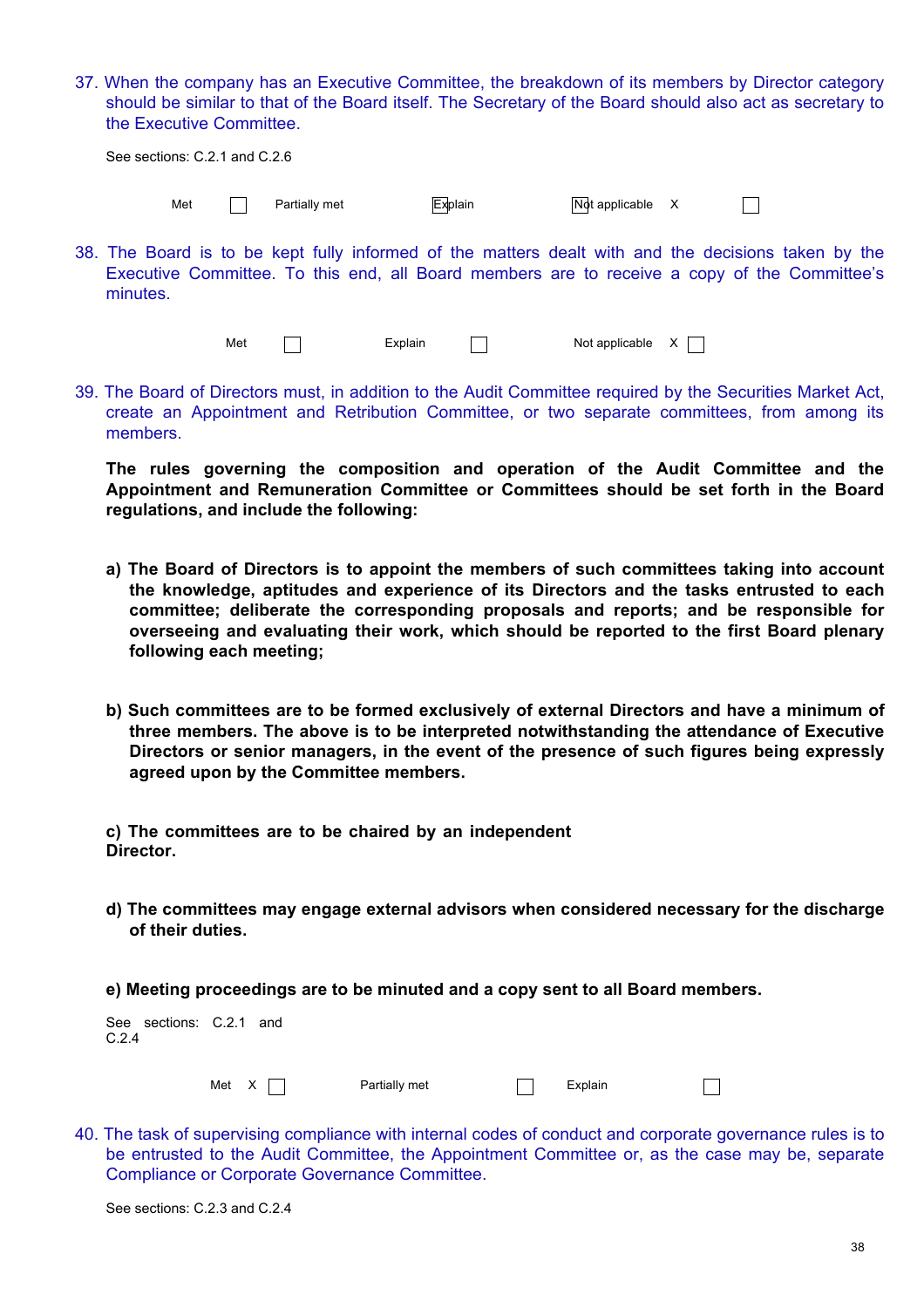37. When the company has an Executive Committee, the breakdown of its members by Director category should be similar to that of the Board itself. The Secretary of the Board should also act as secretary to the Executive Committee.

See sections: C.2.1 and C.2.6

Met ☐ Partially met ☐ Explain ☐ Not applicable X ☐

38. The Board is to be kept fully informed of the matters dealt with and the decisions taken by the Executive Committee. To this end, all Board members are to receive a copy of the Committee's minutes.

Met ☐ Explain ☐ Not applicable X ☐

39. The Board of Directors must, in addition to the Audit Committee required by the Securities Market Act, create an Appointment and Retribution Committee, or two separate committees, from among its members.

**The rules governing the composition and operation of the Audit Committee and the Appointment and Remuneration Committee or Committees should be set forth in the Board regulations, and include the following:**

**a) The Board of Directors is to appoint the members of such committees taking into account the knowledge, aptitudes and experience of its Directors and the tasks entrusted to each committee; deliberate the corresponding proposals and reports; and be responsible for overseeing and evaluating their work, which should be reported to the first Board plenary following each meeting;**

**b) Such committees are to be formed exclusively of external Directors and have a minimum of three members. The above is to be interpreted notwithstanding the attendance of Executive Directors or senior managers, in the event of the presence of such figures being expressly agreed upon by the Committee members.**

**c) The committees are to be chaired by an independent Director.**

**d) The committees may engage external advisors when considered necessary for the discharge of their duties.**

**e) Meeting proceedings are to be minuted and a copy sent to all Board members.**

See sections: C.2.1 and C.2.4

Met X ☐ Partially met ☐ Explain ☐

40. The task of supervising compliance with internal codes of conduct and corporate governance rules is to be entrusted to the Audit Committee, the Appointment Committee or, as the case may be, separate Compliance or Corporate Governance Committee.

See sections: C.2.3 and C.2.4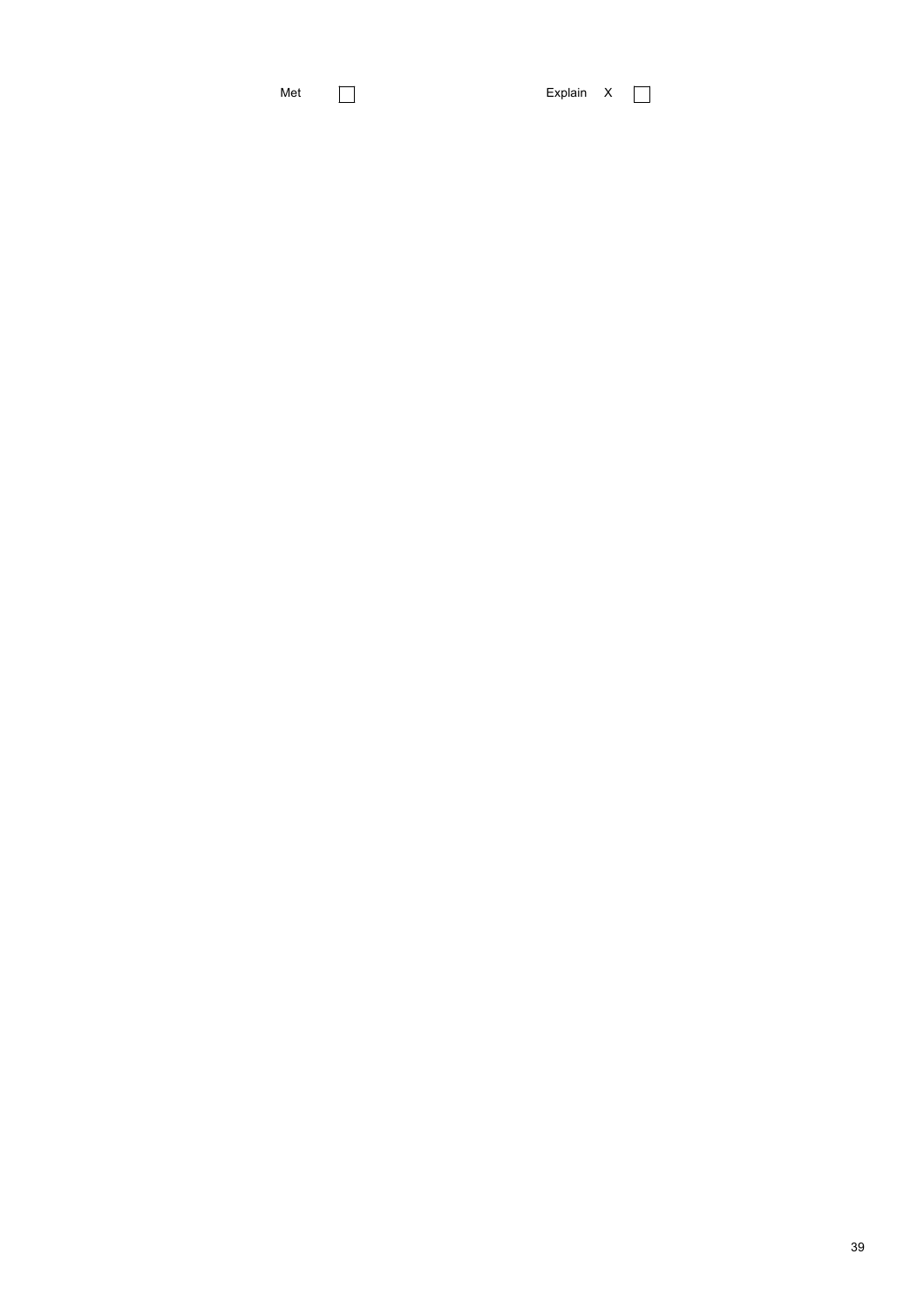Met ☐ Explain X ☐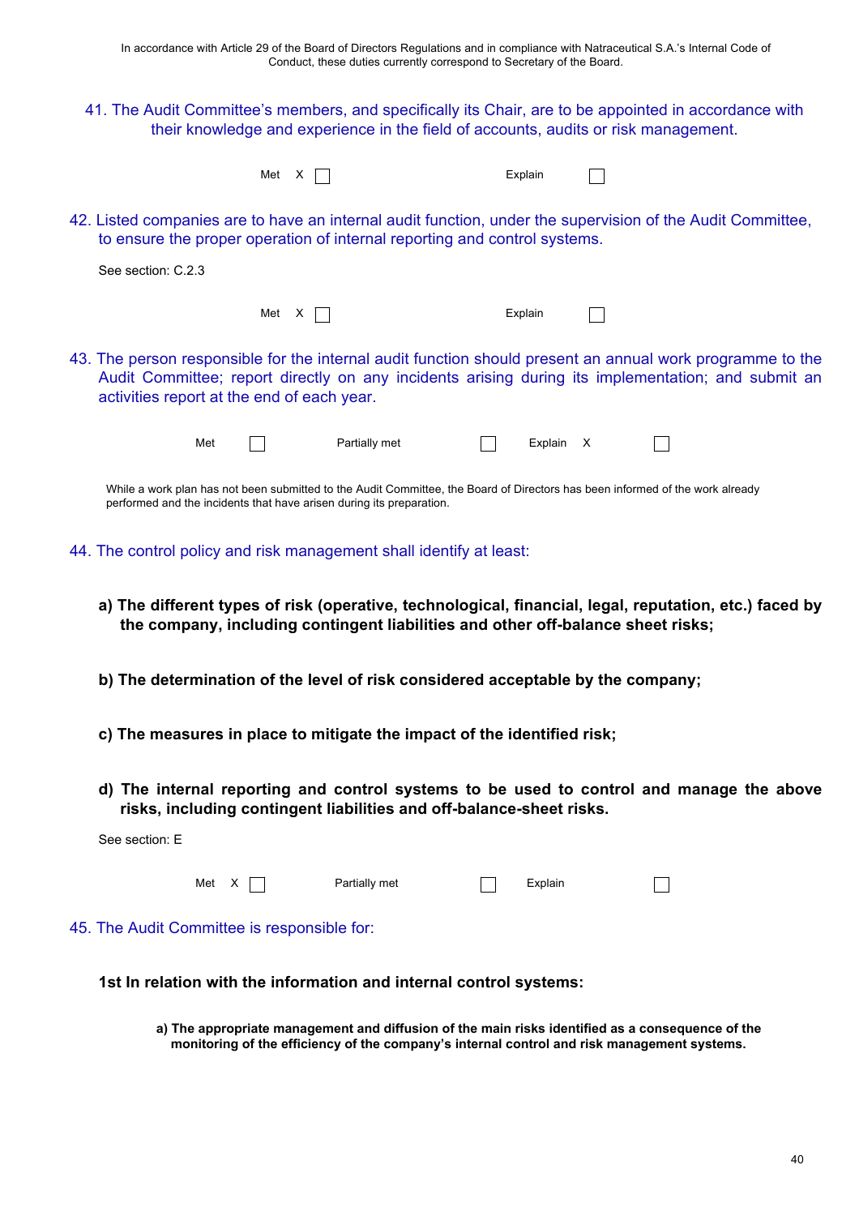In accordance with Article 29 of the Board of Directors Regulations and in compliance with Natraceutical S.A.'s Internal Code of Conduct, these duties currently correspond to Secretary of the Board.

41. The Audit Committee's members, and specifically its Chair, are to be appointed in accordance with their knowledge and experience in the field of accounts, audits or risk management.

Met X ☐ Explain ☐

42. Listed companies are to have an internal audit function, under the supervision of the Audit Committee, to ensure the proper operation of internal reporting and control systems.

See section: C.2.3

Met X ☐ Explain ☐

43. The person responsible for the internal audit function should present an annual work programme to the Audit Committee; report directly on any incidents arising during its implementation; and submit an activities report at the end of each year.

Met ☐ Partially met ☐ Explain X ☐

While a work plan has not been submitted to the Audit Committee, the Board of Directors has been informed of the work already performed and the incidents that have arisen during its preparation.

44. The control policy and risk management shall identify at least:

**a) The different types of risk (operative, technological, financial, legal, reputation, etc.) faced by the company, including contingent liabilities and other off-balance sheet risks;**

**b) The determination of the level of risk considered acceptable by the company;**

**c) The measures in place to mitigate the impact of the identified risk;**

**d) The internal reporting and control systems to be used to control and manage the above risks, including contingent liabilities and off-balance-sheet risks.**

See section: E

Met X ☐ Partially met ☐ Explain ☐

45. The Audit Committee is responsible for:

**1st In relation with the information and internal control systems:**

**a) The appropriate management and diffusion of the main risks identified as a consequence of the monitoring of the efficiency of the company's internal control and risk management systems.**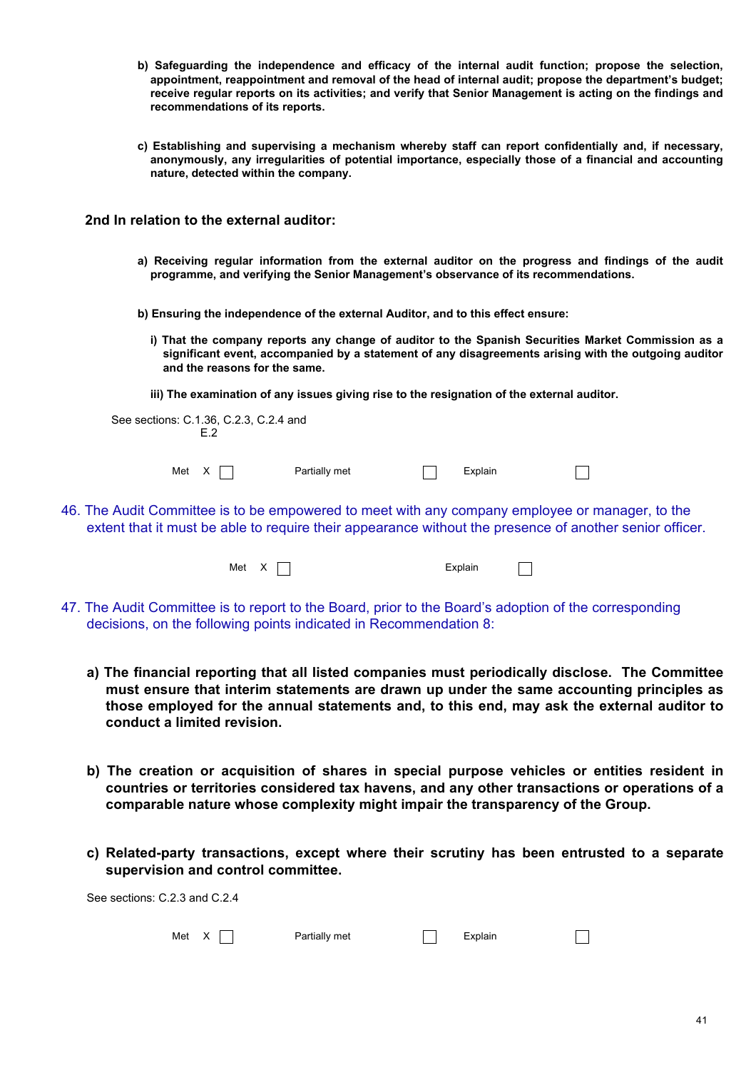**b) Safeguarding the independence and efficacy of the internal audit function; propose the selection, appointment, reappointment and removal of the head of internal audit; propose the department's budget; receive regular reports on its activities; and verify that Senior Management is acting on the findings and recommendations of its reports.**

**c) Establishing and supervising a mechanism whereby staff can report confidentially and, if necessary, anonymously, any irregularities of potential importance, especially those of a financial and accounting nature, detected within the company.**

**2nd In relation to the external auditor:**

**a) Receiving regular information from the external auditor on the progress and findings of the audit programme, and verifying the Senior Management's observance of its recommendations.**

**b) Ensuring the independence of the external Auditor, and to this effect ensure:**

**i) That the company reports any change of auditor to the Spanish Securities Market Commission as a significant event, accompanied by a statement of any disagreements arising with the outgoing auditor and the reasons for the same.**

**iii) The examination of any issues giving rise to the resignation of the external auditor.**

See sections: C.1.36, C.2.3, C.2.4 and E.2

Met X ☐ Partially met ☐ Explain ☐

46. The Audit Committee is to be empowered to meet with any company employee or manager, to the extent that it must be able to require their appearance without the presence of another senior officer.

Met X ☐ Explain ☐

47. The Audit Committee is to report to the Board, prior to the Board's adoption of the corresponding decisions, on the following points indicated in Recommendation 8:

**a) The financial reporting that all listed companies must periodically disclose. The Committee must ensure that interim statements are drawn up under the same accounting principles as those employed for the annual statements and, to this end, may ask the external auditor to conduct a limited revision.**

**b) The creation or acquisition of shares in special purpose vehicles or entities resident in countries or territories considered tax havens, and any other transactions or operations of a comparable nature whose complexity might impair the transparency of the Group.**

**c) Related-party transactions, except where their scrutiny has been entrusted to a separate supervision and control committee.**

See sections: C.2.3 and C.2.4

Met X ☐ Partially met ☐ Explain ☐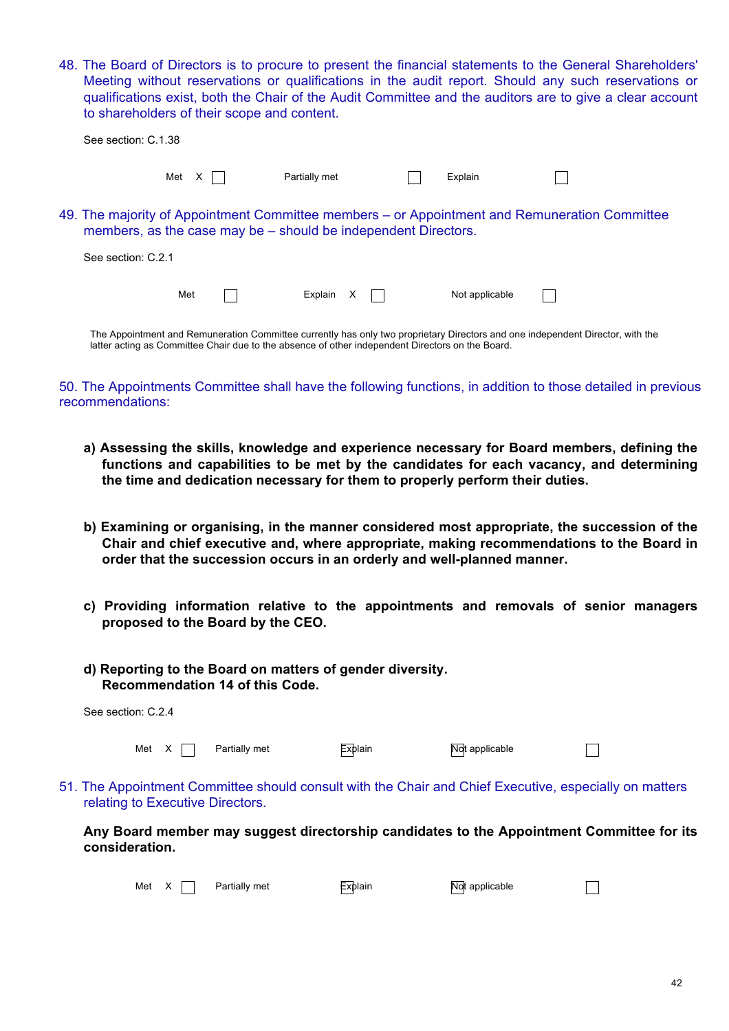48. The Board of Directors is to procure to present the financial statements to the General Shareholders' Meeting without reservations or qualifications in the audit report. Should any such reservations or qualifications exist, both the Chair of the Audit Committee and the auditors are to give a clear account to shareholders of their scope and content.

See section: C.1.38

Met X ☐ Partially met ☐ Explain ☐

49. The majority of Appointment Committee members – or Appointment and Remuneration Committee members, as the case may be – should be independent Directors.

See section: C.2.1

Met ☐ Explain X ☐ Not applicable ☐

The Appointment and Remuneration Committee currently has only two proprietary Directors and one independent Director, with the latter acting as Committee Chair due to the absence of other independent Directors on the Board.

50. The Appointments Committee shall have the following functions, in addition to those detailed in previous recommendations:

**a) Assessing the skills, knowledge and experience necessary for Board members, defining the functions and capabilities to be met by the candidates for each vacancy, and determining the time and dedication necessary for them to properly perform their duties.**

**b) Examining or organising, in the manner considered most appropriate, the succession of the Chair and chief executive and, where appropriate, making recommendations to the Board in order that the succession occurs in an orderly and well-planned manner.**

**c) Providing information relative to the appointments and removals of senior managers proposed to the Board by the CEO.**

**d) Reporting to the Board on matters of gender diversity. Recommendation 14 of this Code.**

See section: C.2.4

Met X ☐ Partially met ☐ Explain ☐ Not applicable ☐

51. The Appointment Committee should consult with the Chair and Chief Executive, especially on matters relating to Executive Directors.

**Any Board member may suggest directorship candidates to the Appointment Committee for its consideration.**

Met X ☐ Partially met ☐ Explain ☐ Not applicable ☐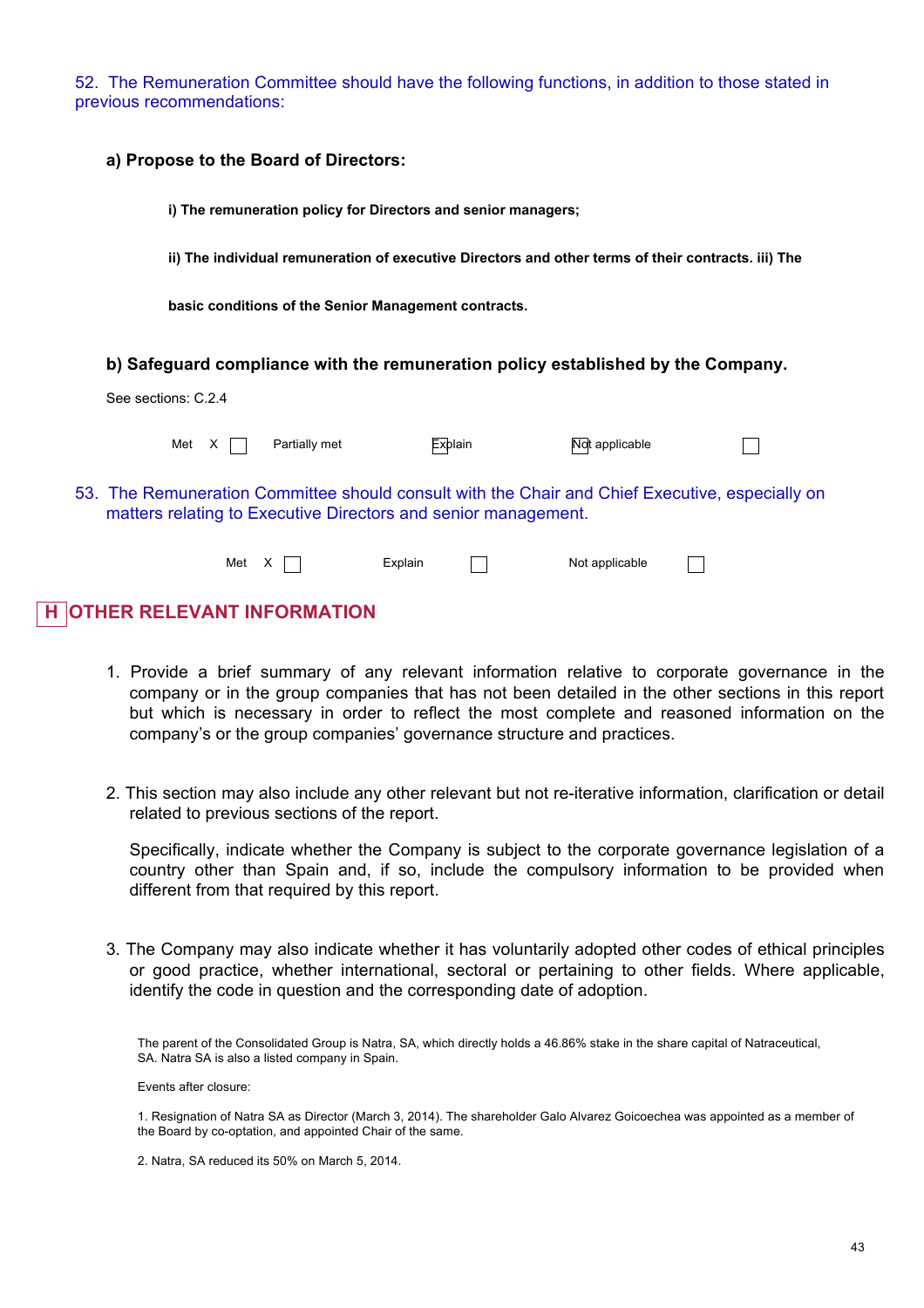52. The Remuneration Committee should have the following functions, in addition to those stated in previous recommendations:

**a) Propose to the Board of Directors:**

**i) The remuneration policy for Directors and senior managers;**

**ii) The individual remuneration of executive Directors and other terms of their contracts. iii) The**

**basic conditions of the Senior Management contracts.**

**b) Safeguard compliance with the remuneration policy established by the Company.**

See sections: C.2.4

Met X ☐ Partially met ☐ Explain ☐ Not applicable ☐

53. The Remuneration Committee should consult with the Chair and Chief Executive, especially on matters relating to Executive Directors and senior management.

Met X ☐ Explain ☐ Not applicable ☐

## H OTHER RELEVANT INFORMATION

1. Provide a brief summary of any relevant information relative to corporate governance in the company or in the group companies that has not been detailed in the other sections in this report but which is necessary in order to reflect the most complete and reasoned information on the company's or the group companies' governance structure and practices.

2. This section may also include any other relevant but not re-iterative information, clarification or detail related to previous sections of the report.

   Specifically, indicate whether the Company is subject to the corporate governance legislation of a country other than Spain and, if so, include the compulsory information to be provided when different from that required by this report.

3. The Company may also indicate whether it has voluntarily adopted other codes of ethical principles or good practice, whether international, sectoral or pertaining to other fields. Where applicable, identify the code in question and the corresponding date of adoption.

The parent of the Consolidated Group is Natra, SA, which directly holds a 46.86% stake in the share capital of Natraceutical, SA. Natra SA is also a listed company in Spain.

Events after closure:

1. Resignation of Natra SA as Director (March 3, 2014). The shareholder Galo Alvarez Goicoechea was appointed as a member of the Board by co-optation, and appointed Chair of the same.

2. Natra, SA reduced its 50% on March 5, 2014.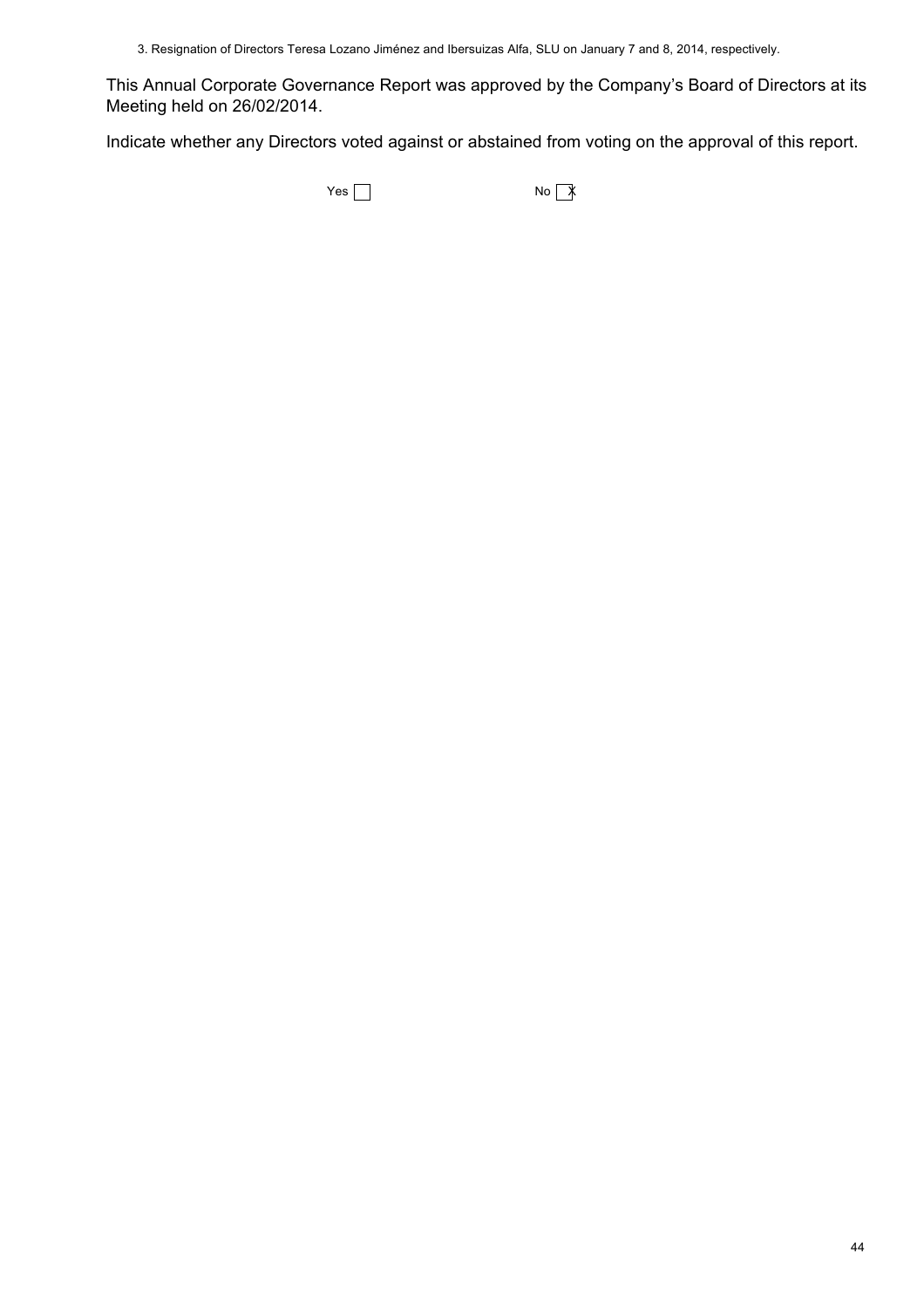3. Resignation of Directors Teresa Lozano Jiménez and Ibersuizas Alfa, SLU on January 7 and 8, 2014, respectively.

This Annual Corporate Governance Report was approved by the Company's Board of Directors at its Meeting held on 26/02/2014.

Indicate whether any Directors voted against or abstained from voting on the approval of this report.

Yes ☐ No ☒